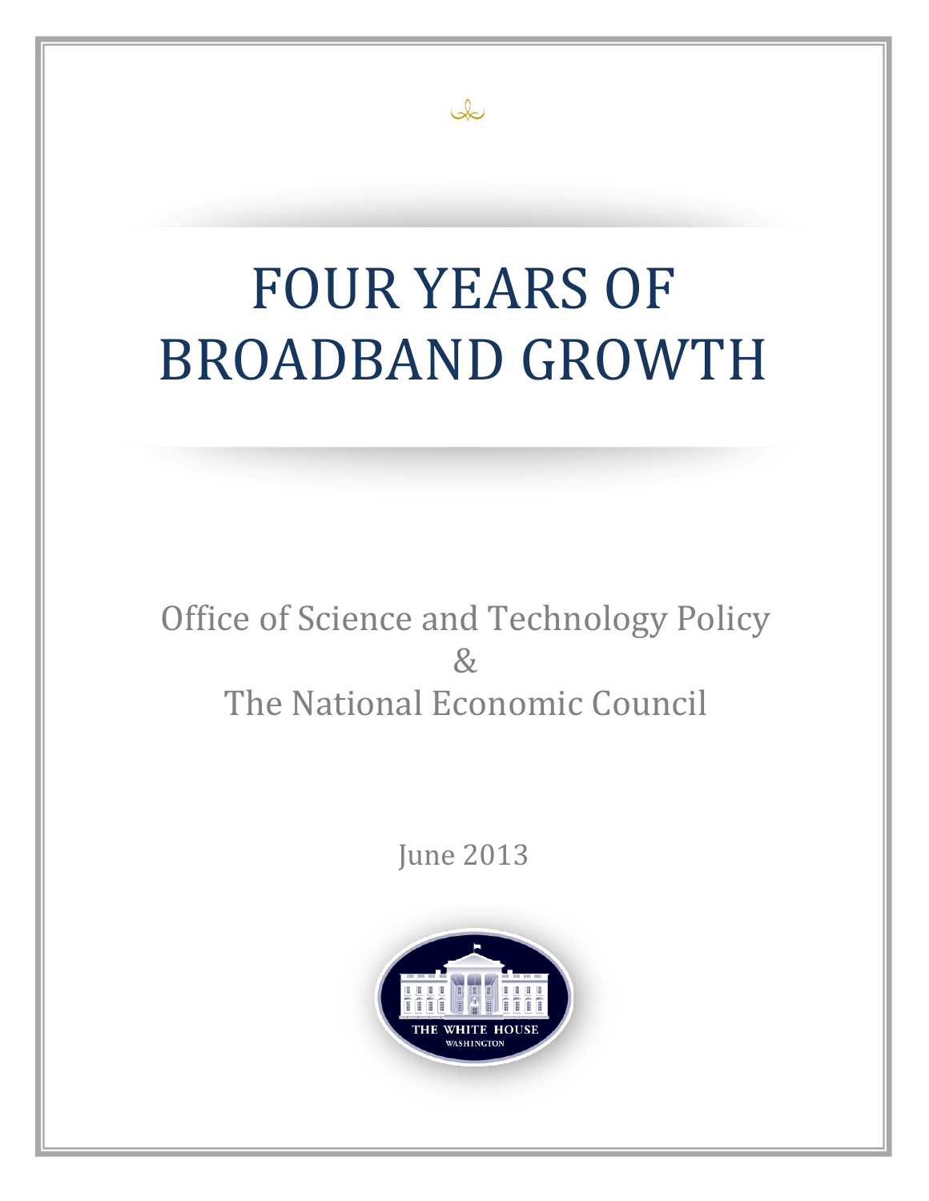# FOUR YEARS OF BROADBAND GROWTH

Office of Science and Technology Policy
&
The National Economic Council

June 2013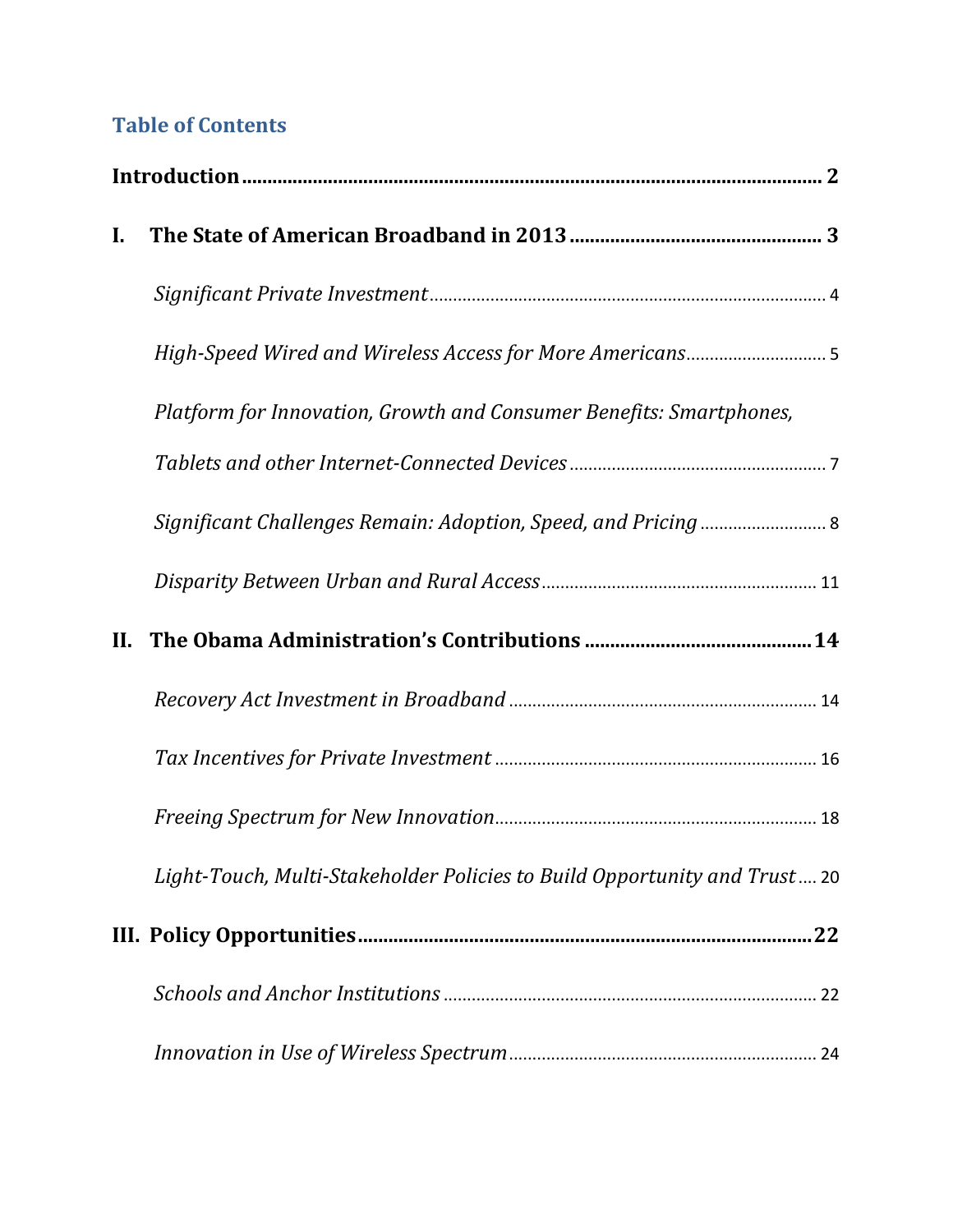## Table of Contents

**Introduction** .......... **2**

**I. The State of American Broadband in 2013** .......... **3**

*Significant Private Investment* .......... 4

*High-Speed Wired and Wireless Access for More Americans* .......... 5

*Platform for Innovation, Growth and Consumer Benefits: Smartphones, Tablets and other Internet-Connected Devices* .......... 7

*Significant Challenges Remain: Adoption, Speed, and Pricing* .......... 8

*Disparity Between Urban and Rural Access* .......... 11

**II. The Obama Administration's Contributions** .......... **14**

*Recovery Act Investment in Broadband* .......... 14

*Tax Incentives for Private Investment* .......... 16

*Freeing Spectrum for New Innovation* .......... 18

*Light-Touch, Multi-Stakeholder Policies to Build Opportunity and Trust* .......... 20

**III. Policy Opportunities** .......... **22**

*Schools and Anchor Institutions* .......... 22

*Innovation in Use of Wireless Spectrum* .......... 24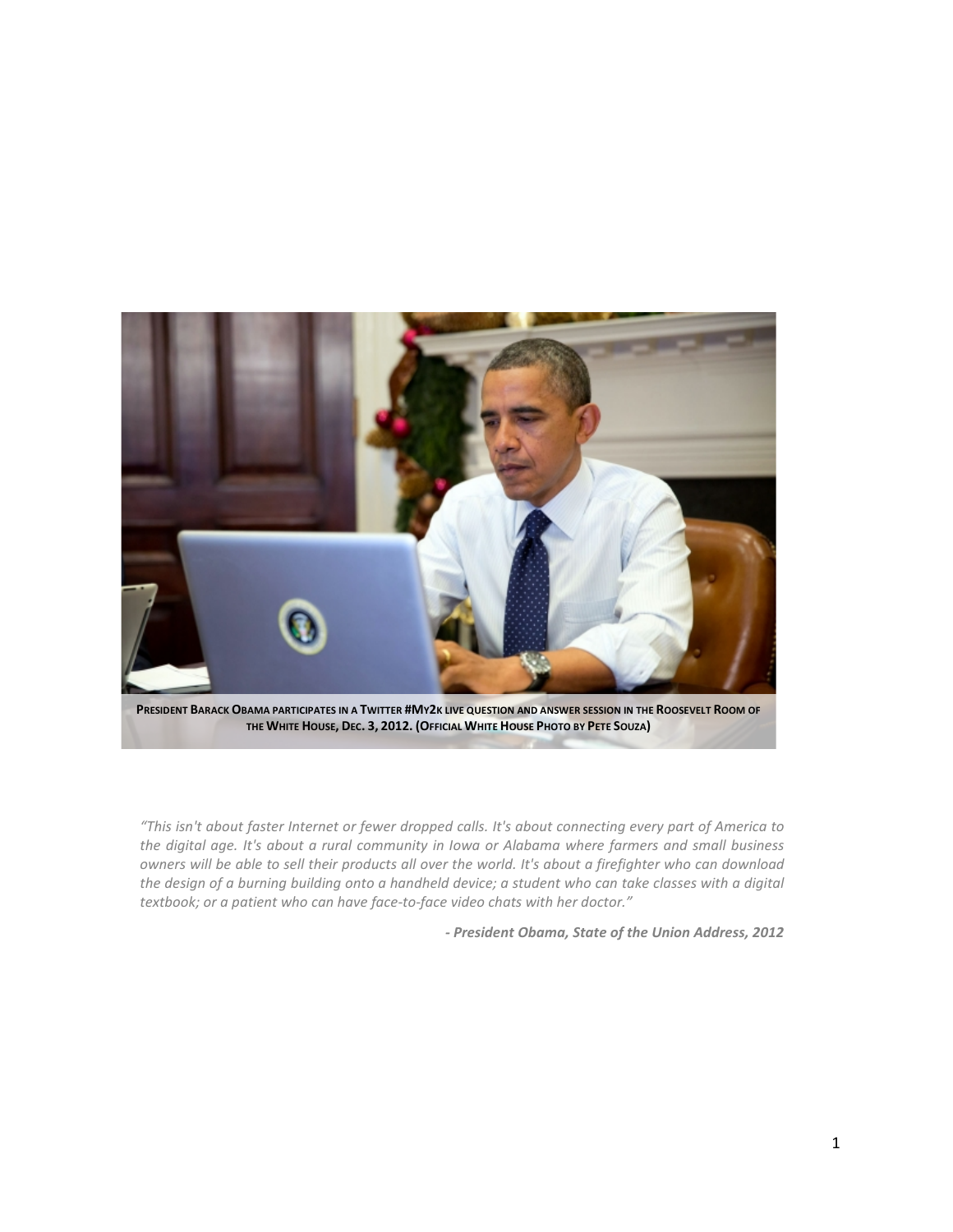President Barack Obama participates in a Twitter #My2k live question and answer session in the Roosevelt Room of the White House, Dec. 3, 2012. (Official White House Photo by Pete Souza)

*"This isn't about faster Internet or fewer dropped calls. It's about connecting every part of America to the digital age. It's about a rural community in Iowa or Alabama where farmers and small business owners will be able to sell their products all over the world. It's about a firefighter who can download the design of a burning building onto a handheld device; a student who can take classes with a digital textbook; or a patient who can have face-to-face video chats with her doctor."*

***- President Obama, State of the Union Address, 2012***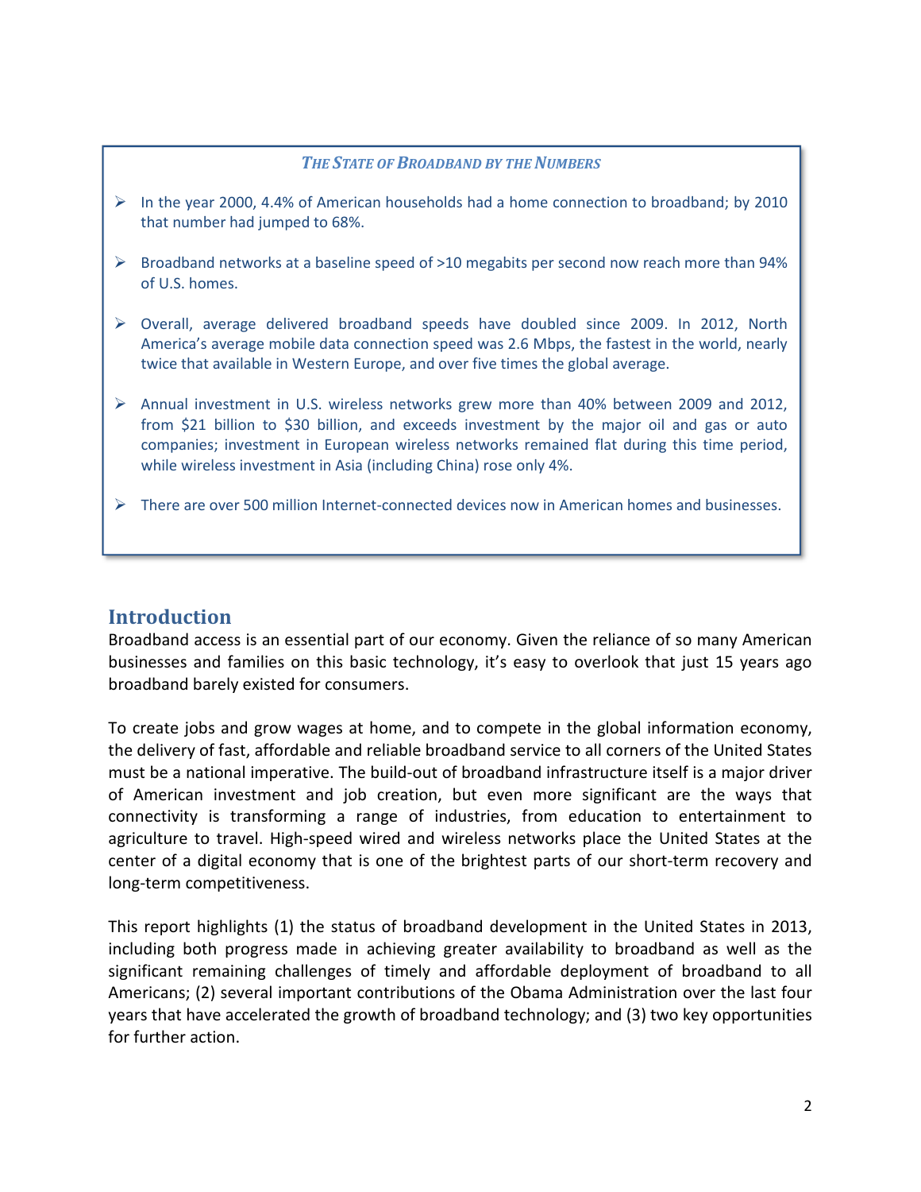***The State of Broadband by the Numbers***

- In the year 2000, 4.4% of American households had a home connection to broadband; by 2010 that number had jumped to 68%.
- Broadband networks at a baseline speed of >10 megabits per second now reach more than 94% of U.S. homes.
- Overall, average delivered broadband speeds have doubled since 2009. In 2012, North America's average mobile data connection speed was 2.6 Mbps, the fastest in the world, nearly twice that available in Western Europe, and over five times the global average.
- Annual investment in U.S. wireless networks grew more than 40% between 2009 and 2012, from $21 billion to $30 billion, and exceeds investment by the major oil and gas or auto companies; investment in European wireless networks remained flat during this time period, while wireless investment in Asia (including China) rose only 4%.
- There are over 500 million Internet-connected devices now in American homes and businesses.

## Introduction

Broadband access is an essential part of our economy. Given the reliance of so many American businesses and families on this basic technology, it's easy to overlook that just 15 years ago broadband barely existed for consumers.

To create jobs and grow wages at home, and to compete in the global information economy, the delivery of fast, affordable and reliable broadband service to all corners of the United States must be a national imperative. The build-out of broadband infrastructure itself is a major driver of American investment and job creation, but even more significant are the ways that connectivity is transforming a range of industries, from education to entertainment to agriculture to travel. High-speed wired and wireless networks place the United States at the center of a digital economy that is one of the brightest parts of our short-term recovery and long-term competitiveness.

This report highlights (1) the status of broadband development in the United States in 2013, including both progress made in achieving greater availability to broadband as well as the significant remaining challenges of timely and affordable deployment of broadband to all Americans; (2) several important contributions of the Obama Administration over the last four years that have accelerated the growth of broadband technology; and (3) two key opportunities for further action.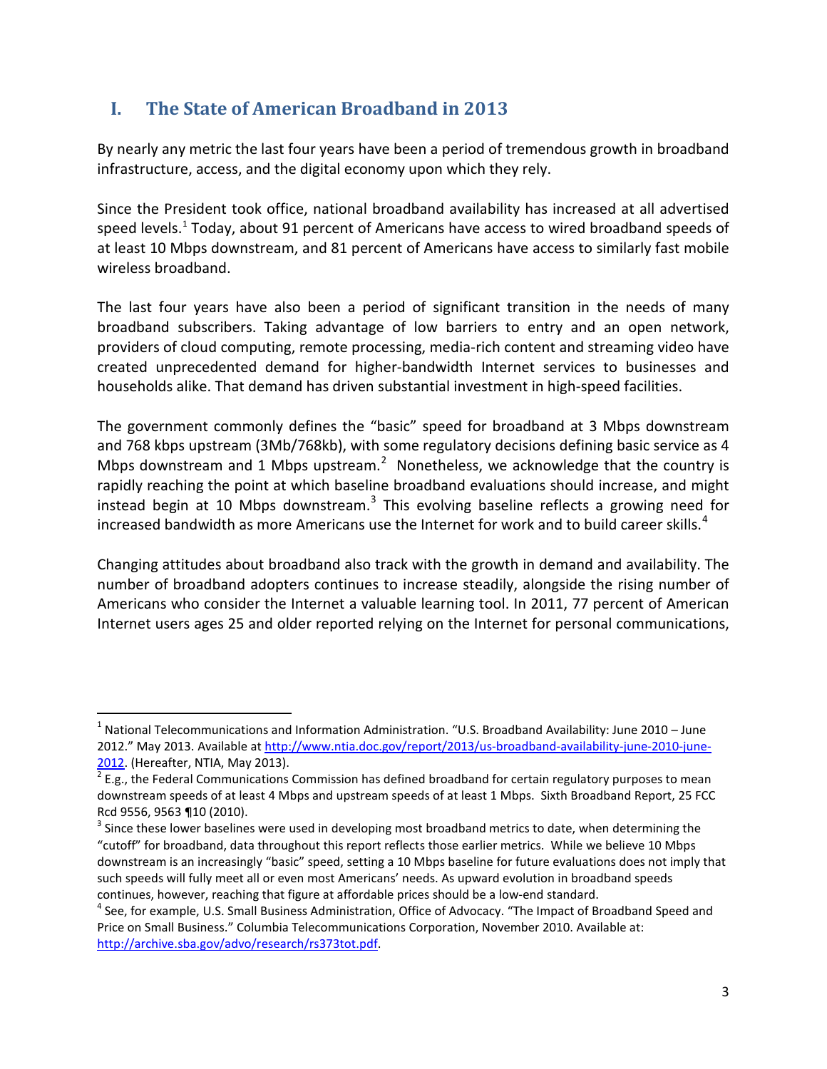## I. The State of American Broadband in 2013

By nearly any metric the last four years have been a period of tremendous growth in broadband infrastructure, access, and the digital economy upon which they rely.

Since the President took office, national broadband availability has increased at all advertised speed levels.[1] Today, about 91 percent of Americans have access to wired broadband speeds of at least 10 Mbps downstream, and 81 percent of Americans have access to similarly fast mobile wireless broadband.

The last four years have also been a period of significant transition in the needs of many broadband subscribers. Taking advantage of low barriers to entry and an open network, providers of cloud computing, remote processing, media-rich content and streaming video have created unprecedented demand for higher-bandwidth Internet services to businesses and households alike. That demand has driven substantial investment in high-speed facilities.

The government commonly defines the "basic" speed for broadband at 3 Mbps downstream and 768 kbps upstream (3Mb/768kb), with some regulatory decisions defining basic service as 4 Mbps downstream and 1 Mbps upstream.[2] Nonetheless, we acknowledge that the country is rapidly reaching the point at which baseline broadband evaluations should increase, and might instead begin at 10 Mbps downstream.[3] This evolving baseline reflects a growing need for increased bandwidth as more Americans use the Internet for work and to build career skills.[4]

Changing attitudes about broadband also track with the growth in demand and availability. The number of broadband adopters continues to increase steadily, alongside the rising number of Americans who consider the Internet a valuable learning tool. In 2011, 77 percent of American Internet users ages 25 and older reported relying on the Internet for personal communications,

---

[1] National Telecommunications and Information Administration. "U.S. Broadband Availability: June 2010 – June 2012." May 2013. Available at http://www.ntia.doc.gov/report/2013/us-broadband-availability-june-2010-june-2012. (Hereafter, NTIA, May 2013).

[2] E.g., the Federal Communications Commission has defined broadband for certain regulatory purposes to mean downstream speeds of at least 4 Mbps and upstream speeds of at least 1 Mbps. Sixth Broadband Report, 25 FCC Rcd 9556, 9563 ¶10 (2010).

[3] Since these lower baselines were used in developing most broadband metrics to date, when determining the "cutoff" for broadband, data throughout this report reflects those earlier metrics. While we believe 10 Mbps downstream is an increasingly "basic" speed, setting a 10 Mbps baseline for future evaluations does not imply that such speeds will fully meet all or even most Americans' needs. As upward evolution in broadband speeds continues, however, reaching that figure at affordable prices should be a low-end standard.

[4] See, for example, U.S. Small Business Administration, Office of Advocacy. "The Impact of Broadband Speed and Price on Small Business." Columbia Telecommunications Corporation, November 2010. Available at: http://archive.sba.gov/advo/research/rs373tot.pdf.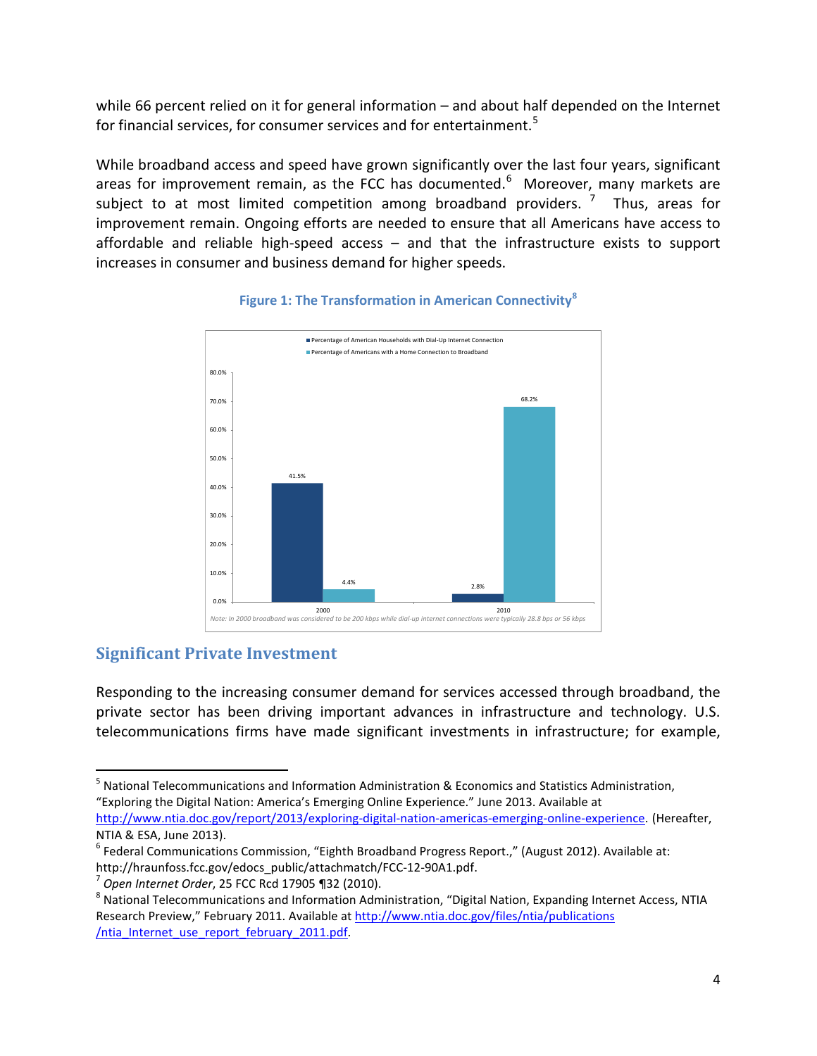while 66 percent relied on it for general information – and about half depended on the Internet for financial services, for consumer services and for entertainment.[5]

While broadband access and speed have grown significantly over the last four years, significant areas for improvement remain, as the FCC has documented.[6] Moreover, many markets are subject to at most limited competition among broadband providers.[7] Thus, areas for improvement remain. Ongoing efforts are needed to ensure that all Americans have access to affordable and reliable high-speed access – and that the infrastructure exists to support increases in consumer and business demand for higher speeds.

**Figure 1: The Transformation in American Connectivity**[8]

| | 2000 | 2010 |
|---|---|---|
| Percentage of American Households with Dial-Up Internet Connection | 41.5% | 2.8% |
| Percentage of Americans with a Home Connection to Broadband | 4.4% | 68.2% |

*Note: In 2000 broadband was considered to be 200 kbps while dial-up internet connections were typically 28.8 bps or 56 kbps*

## Significant Private Investment

Responding to the increasing consumer demand for services accessed through broadband, the private sector has been driving important advances in infrastructure and technology. U.S. telecommunications firms have made significant investments in infrastructure; for example,

---

[5] National Telecommunications and Information Administration & Economics and Statistics Administration, "Exploring the Digital Nation: America's Emerging Online Experience." June 2013. Available at http://www.ntia.doc.gov/report/2013/exploring-digital-nation-americas-emerging-online-experience. (Hereafter, NTIA & ESA, June 2013).

[6] Federal Communications Commission, "Eighth Broadband Progress Report.," (August 2012). Available at: http://hraunfoss.fcc.gov/edocs_public/attachmatch/FCC-12-90A1.pdf.

[7] *Open Internet Order*, 25 FCC Rcd 17905 ¶32 (2010).

[8] National Telecommunications and Information Administration, "Digital Nation, Expanding Internet Access, NTIA Research Preview," February 2011. Available at http://www.ntia.doc.gov/files/ntia/publications/ntia_Internet_use_report_february_2011.pdf.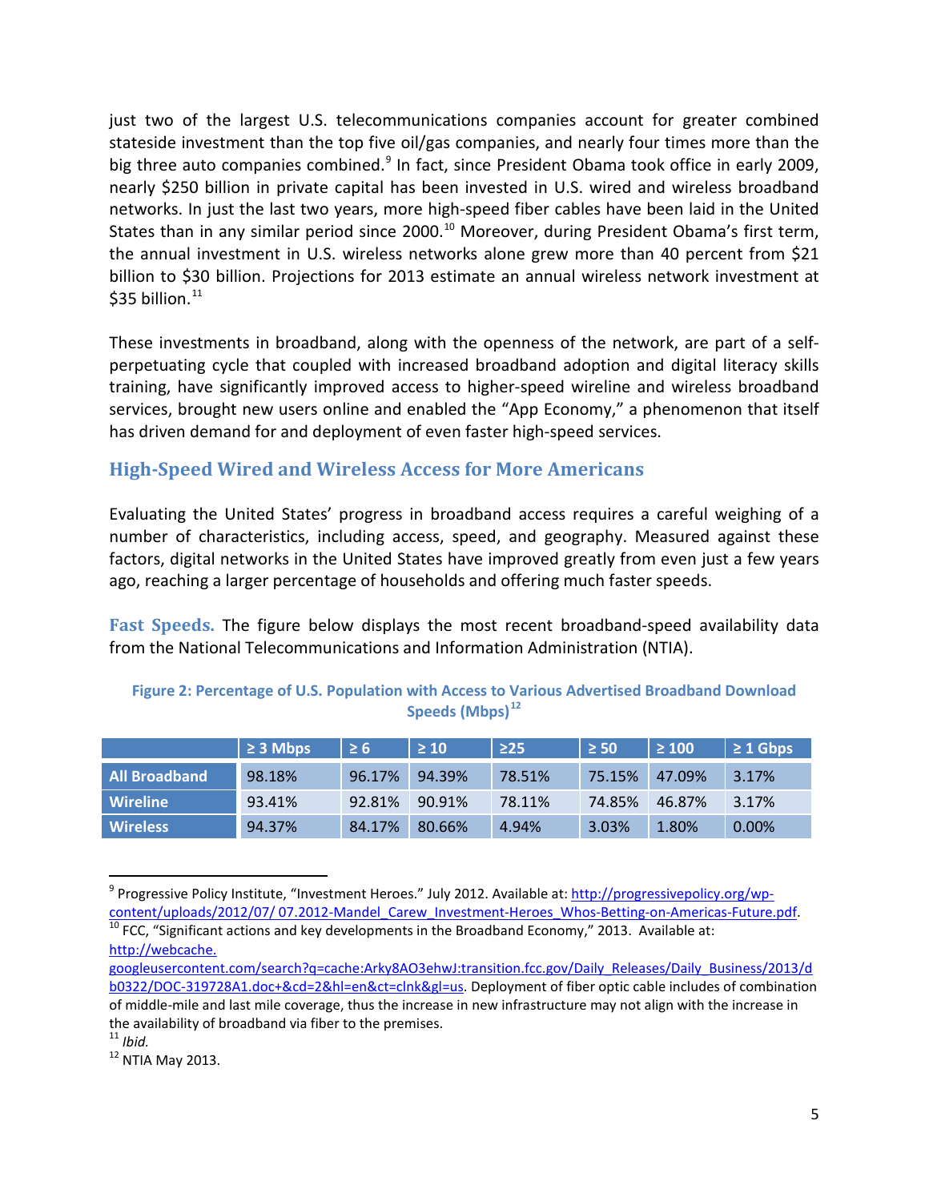just two of the largest U.S. telecommunications companies account for greater combined stateside investment than the top five oil/gas companies, and nearly four times more than the big three auto companies combined.[9] In fact, since President Obama took office in early 2009, nearly $250 billion in private capital has been invested in U.S. wired and wireless broadband networks. In just the last two years, more high-speed fiber cables have been laid in the United States than in any similar period since 2000.[10] Moreover, during President Obama's first term, the annual investment in U.S. wireless networks alone grew more than 40 percent from $21 billion to $30 billion. Projections for 2013 estimate an annual wireless network investment at $35 billion.[11]

These investments in broadband, along with the openness of the network, are part of a self-perpetuating cycle that coupled with increased broadband adoption and digital literacy skills training, have significantly improved access to higher-speed wireline and wireless broadband services, brought new users online and enabled the "App Economy," a phenomenon that itself has driven demand for and deployment of even faster high-speed services.

## High-Speed Wired and Wireless Access for More Americans

Evaluating the United States' progress in broadband access requires a careful weighing of a number of characteristics, including access, speed, and geography. Measured against these factors, digital networks in the United States have improved greatly from even just a few years ago, reaching a larger percentage of households and offering much faster speeds.

**Fast Speeds.** The figure below displays the most recent broadband-speed availability data from the National Telecommunications and Information Administration (NTIA).

**Figure 2: Percentage of U.S. Population with Access to Various Advertised Broadband Download Speeds (Mbps)[12]**

| | ≥ 3 Mbps | ≥ 6 | ≥ 10 | ≥25 | ≥ 50 | ≥ 100 | ≥ 1 Gbps |
|---|---|---|---|---|---|---|---|
| **All Broadband** | 98.18% | 96.17% | 94.39% | 78.51% | 75.15% | 47.09% | 3.17% |
| **Wireline** | 93.41% | 92.81% | 90.91% | 78.11% | 74.85% | 46.87% | 3.17% |
| **Wireless** | 94.37% | 84.17% | 80.66% | 4.94% | 3.03% | 1.80% | 0.00% |

---

[9] Progressive Policy Institute, "Investment Heroes." July 2012. Available at: http://progressivepolicy.org/wp-content/uploads/2012/07/ 07.2012-Mandel_Carew_Investment-Heroes_Whos-Betting-on-Americas-Future.pdf.

[10] FCC, "Significant actions and key developments in the Broadband Economy," 2013. Available at: http://webcache.googleusercontent.com/search?q=cache:Arky8AO3ehwJ:transition.fcc.gov/Daily_Releases/Daily_Business/2013/db0322/DOC-319728A1.doc+&cd=2&hl=en&ct=clnk&gl=us. Deployment of fiber optic cable includes of combination of middle-mile and last mile coverage, thus the increase in new infrastructure may not align with the increase in the availability of broadband via fiber to the premises.

[11] *Ibid.*

[12] NTIA May 2013.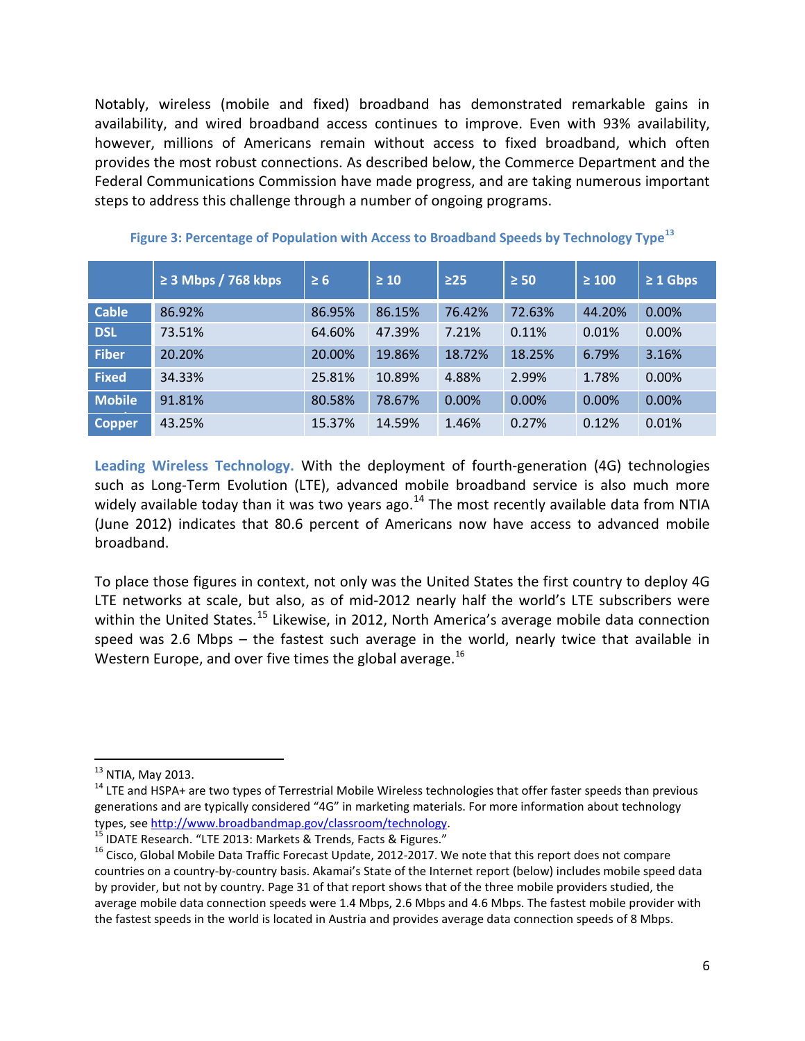Notably, wireless (mobile and fixed) broadband has demonstrated remarkable gains in availability, and wired broadband access continues to improve. Even with 93% availability, however, millions of Americans remain without access to fixed broadband, which often provides the most robust connections. As described below, the Commerce Department and the Federal Communications Commission have made progress, and are taking numerous important steps to address this challenge through a number of ongoing programs.

**Figure 3: Percentage of Population with Access to Broadband Speeds by Technology Type**[13]

| | ≥ 3 Mbps / 768 kbps | ≥ 6 | ≥ 10 | ≥25 | ≥ 50 | ≥ 100 | ≥ 1 Gbps |
|---|---|---|---|---|---|---|---|
| **Cable** | 86.92% | 86.95% | 86.15% | 76.42% | 72.63% | 44.20% | 0.00% |
| **DSL** | 73.51% | 64.60% | 47.39% | 7.21% | 0.11% | 0.01% | 0.00% |
| **Fiber** | 20.20% | 20.00% | 19.86% | 18.72% | 18.25% | 6.79% | 3.16% |
| **Fixed** | 34.33% | 25.81% | 10.89% | 4.88% | 2.99% | 1.78% | 0.00% |
| **Mobile** | 91.81% | 80.58% | 78.67% | 0.00% | 0.00% | 0.00% | 0.00% |
| **Copper** | 43.25% | 15.37% | 14.59% | 1.46% | 0.27% | 0.12% | 0.01% |

**Leading Wireless Technology.** With the deployment of fourth-generation (4G) technologies such as Long-Term Evolution (LTE), advanced mobile broadband service is also much more widely available today than it was two years ago.[14] The most recently available data from NTIA (June 2012) indicates that 80.6 percent of Americans now have access to advanced mobile broadband.

To place those figures in context, not only was the United States the first country to deploy 4G LTE networks at scale, but also, as of mid-2012 nearly half the world's LTE subscribers were within the United States.[15] Likewise, in 2012, North America's average mobile data connection speed was 2.6 Mbps – the fastest such average in the world, nearly twice that available in Western Europe, and over five times the global average.[16]

---

[13] NTIA, May 2013.

[14] LTE and HSPA+ are two types of Terrestrial Mobile Wireless technologies that offer faster speeds than previous generations and are typically considered "4G" in marketing materials. For more information about technology types, see http://www.broadbandmap.gov/classroom/technology.

[15] IDATE Research. "LTE 2013: Markets & Trends, Facts & Figures."

[16] Cisco, Global Mobile Data Traffic Forecast Update, 2012-2017. We note that this report does not compare countries on a country-by-country basis. Akamai's State of the Internet report (below) includes mobile speed data by provider, but not by country. Page 31 of that report shows that of the three mobile providers studied, the average mobile data connection speeds were 1.4 Mbps, 2.6 Mbps and 4.6 Mbps. The fastest mobile provider with the fastest speeds in the world is located in Austria and provides average data connection speeds of 8 Mbps.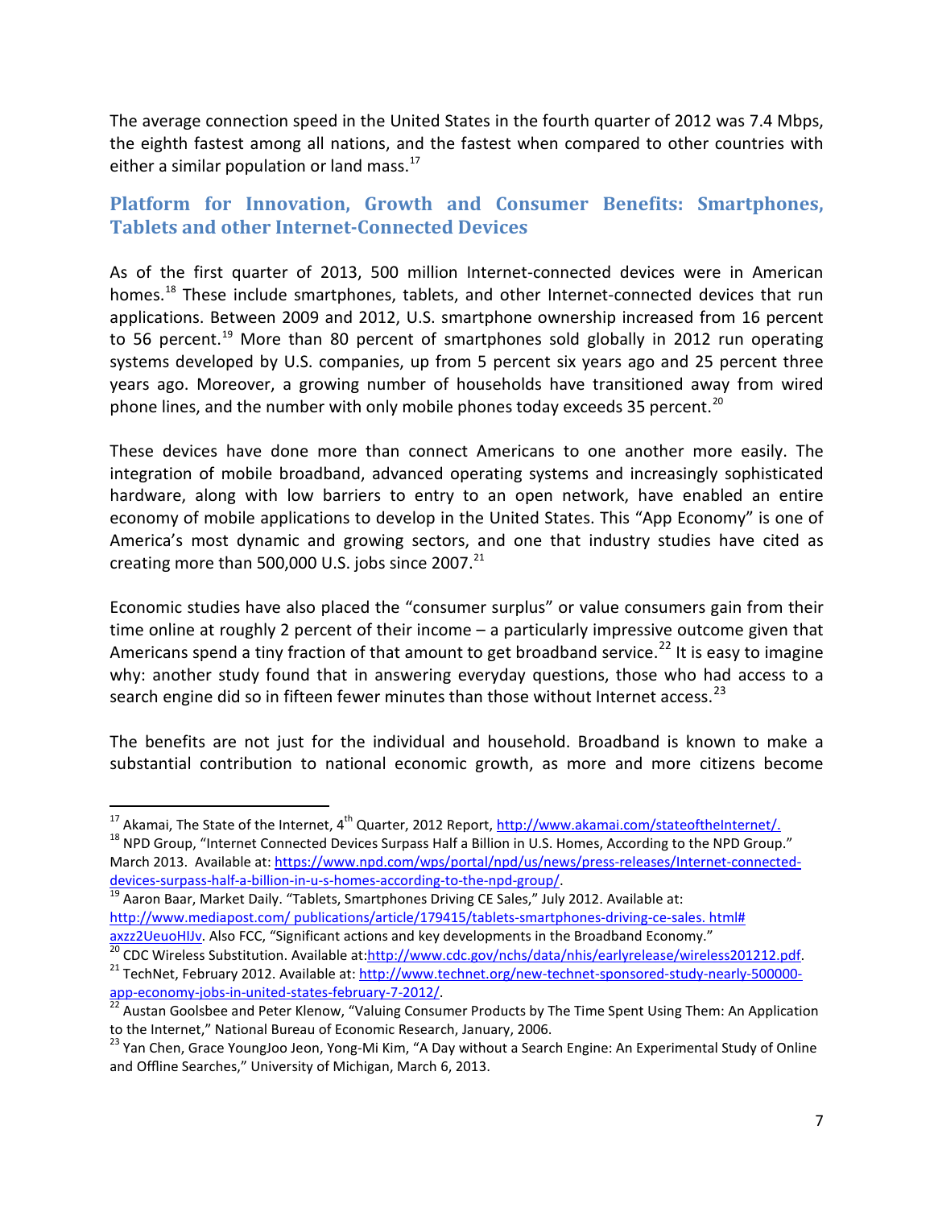The average connection speed in the United States in the fourth quarter of 2012 was 7.4 Mbps, the eighth fastest among all nations, and the fastest when compared to other countries with either a similar population or land mass.[17]

## Platform for Innovation, Growth and Consumer Benefits: Smartphones, Tablets and other Internet-Connected Devices

As of the first quarter of 2013, 500 million Internet-connected devices were in American homes.[18] These include smartphones, tablets, and other Internet-connected devices that run applications. Between 2009 and 2012, U.S. smartphone ownership increased from 16 percent to 56 percent.[19] More than 80 percent of smartphones sold globally in 2012 run operating systems developed by U.S. companies, up from 5 percent six years ago and 25 percent three years ago. Moreover, a growing number of households have transitioned away from wired phone lines, and the number with only mobile phones today exceeds 35 percent.[20]

These devices have done more than connect Americans to one another more easily. The integration of mobile broadband, advanced operating systems and increasingly sophisticated hardware, along with low barriers to entry to an open network, have enabled an entire economy of mobile applications to develop in the United States. This "App Economy" is one of America's most dynamic and growing sectors, and one that industry studies have cited as creating more than 500,000 U.S. jobs since 2007.[21]

Economic studies have also placed the "consumer surplus" or value consumers gain from their time online at roughly 2 percent of their income – a particularly impressive outcome given that Americans spend a tiny fraction of that amount to get broadband service.[22] It is easy to imagine why: another study found that in answering everyday questions, those who had access to a search engine did so in fifteen fewer minutes than those without Internet access.[23]

The benefits are not just for the individual and household. Broadband is known to make a substantial contribution to national economic growth, as more and more citizens become

---

[17] Akamai, The State of the Internet, 4th Quarter, 2012 Report, http://www.akamai.com/stateoftheInternet/.

[18] NPD Group, "Internet Connected Devices Surpass Half a Billion in U.S. Homes, According to the NPD Group." March 2013. Available at: https://www.npd.com/wps/portal/npd/us/news/press-releases/Internet-connected-devices-surpass-half-a-billion-in-u-s-homes-according-to-the-npd-group/.

[19] Aaron Baar, Market Daily. "Tablets, Smartphones Driving CE Sales," July 2012. Available at: http://www.mediapost.com/ publications/article/179415/tablets-smartphones-driving-ce-sales. html#axzz2UeuoHIJv. Also FCC, "Significant actions and key developments in the Broadband Economy."

[20] CDC Wireless Substitution. Available at:http://www.cdc.gov/nchs/data/nhis/earlyrelease/wireless201212.pdf.

[21] TechNet, February 2012. Available at: http://www.technet.org/new-technet-sponsored-study-nearly-500000-app-economy-jobs-in-united-states-february-7-2012/.

[22] Austan Goolsbee and Peter Klenow, "Valuing Consumer Products by The Time Spent Using Them: An Application to the Internet," National Bureau of Economic Research, January, 2006.

[23] Yan Chen, Grace YoungJoo Jeon, Yong-Mi Kim, "A Day without a Search Engine: An Experimental Study of Online and Offline Searches," University of Michigan, March 6, 2013.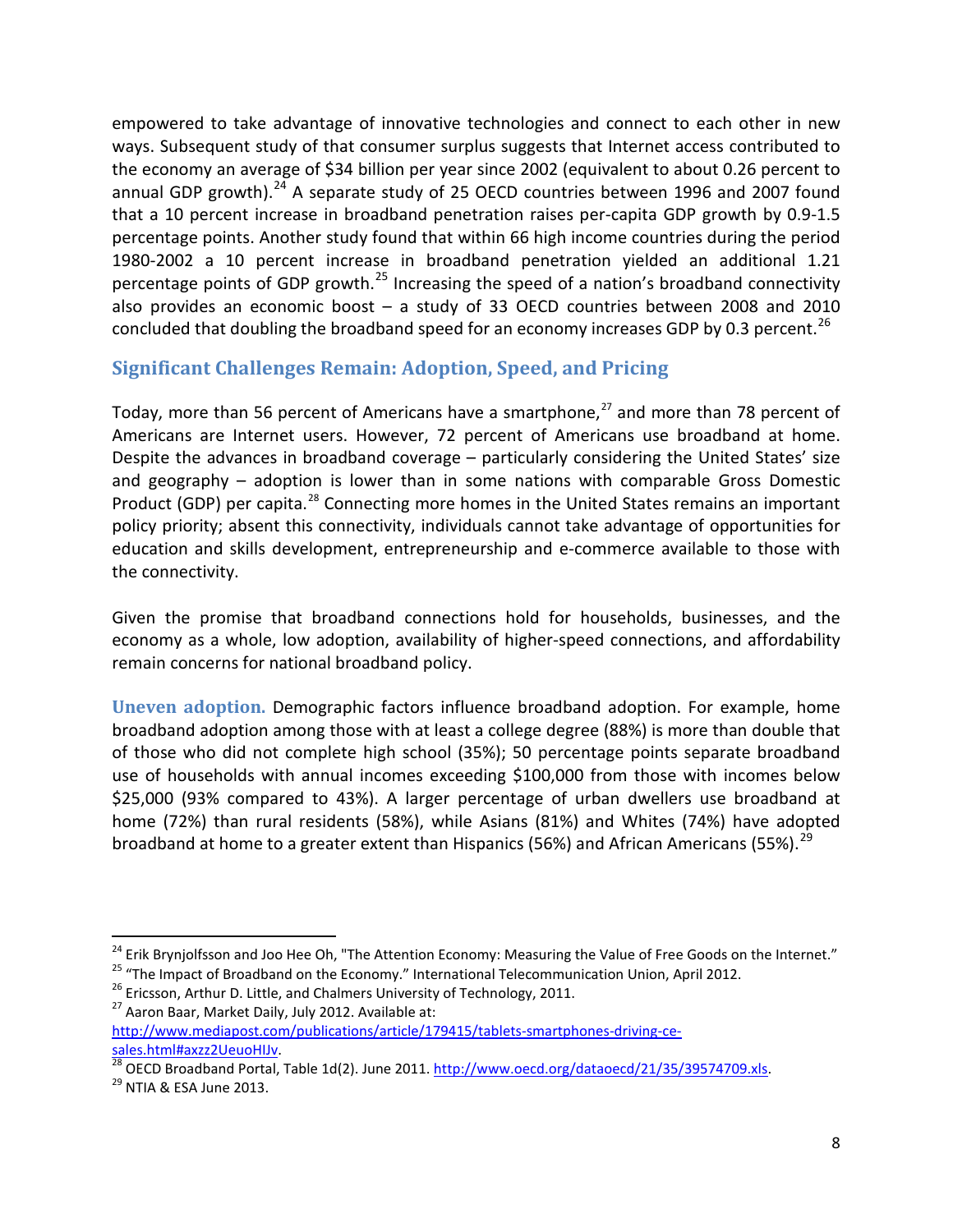empowered to take advantage of innovative technologies and connect to each other in new ways. Subsequent study of that consumer surplus suggests that Internet access contributed to the economy an average of $34 billion per year since 2002 (equivalent to about 0.26 percent to annual GDP growth).[24] A separate study of 25 OECD countries between 1996 and 2007 found that a 10 percent increase in broadband penetration raises per-capita GDP growth by 0.9-1.5 percentage points. Another study found that within 66 high income countries during the period 1980-2002 a 10 percent increase in broadband penetration yielded an additional 1.21 percentage points of GDP growth.[25] Increasing the speed of a nation's broadband connectivity also provides an economic boost – a study of 33 OECD countries between 2008 and 2010 concluded that doubling the broadband speed for an economy increases GDP by 0.3 percent.[26]

## Significant Challenges Remain: Adoption, Speed, and Pricing

Today, more than 56 percent of Americans have a smartphone,[27] and more than 78 percent of Americans are Internet users. However, 72 percent of Americans use broadband at home. Despite the advances in broadband coverage – particularly considering the United States' size and geography – adoption is lower than in some nations with comparable Gross Domestic Product (GDP) per capita.[28] Connecting more homes in the United States remains an important policy priority; absent this connectivity, individuals cannot take advantage of opportunities for education and skills development, entrepreneurship and e-commerce available to those with the connectivity.

Given the promise that broadband connections hold for households, businesses, and the economy as a whole, low adoption, availability of higher-speed connections, and affordability remain concerns for national broadband policy.

**Uneven adoption.** Demographic factors influence broadband adoption. For example, home broadband adoption among those with at least a college degree (88%) is more than double that of those who did not complete high school (35%); 50 percentage points separate broadband use of households with annual incomes exceeding $100,000 from those with incomes below $25,000 (93% compared to 43%). A larger percentage of urban dwellers use broadband at home (72%) than rural residents (58%), while Asians (81%) and Whites (74%) have adopted broadband at home to a greater extent than Hispanics (56%) and African Americans (55%).[29]

---

[24] Erik Brynjolfsson and Joo Hee Oh, "The Attention Economy: Measuring the Value of Free Goods on the Internet."

[25] "The Impact of Broadband on the Economy." International Telecommunication Union, April 2012.

[26] Ericsson, Arthur D. Little, and Chalmers University of Technology, 2011.

[27] Aaron Baar, Market Daily, July 2012. Available at: http://www.mediapost.com/publications/article/179415/tablets-smartphones-driving-ce-sales.html#axzz2UeuoHIJv.

[28] OECD Broadband Portal, Table 1d(2). June 2011. http://www.oecd.org/dataoecd/21/35/39574709.xls.

[29] NTIA & ESA June 2013.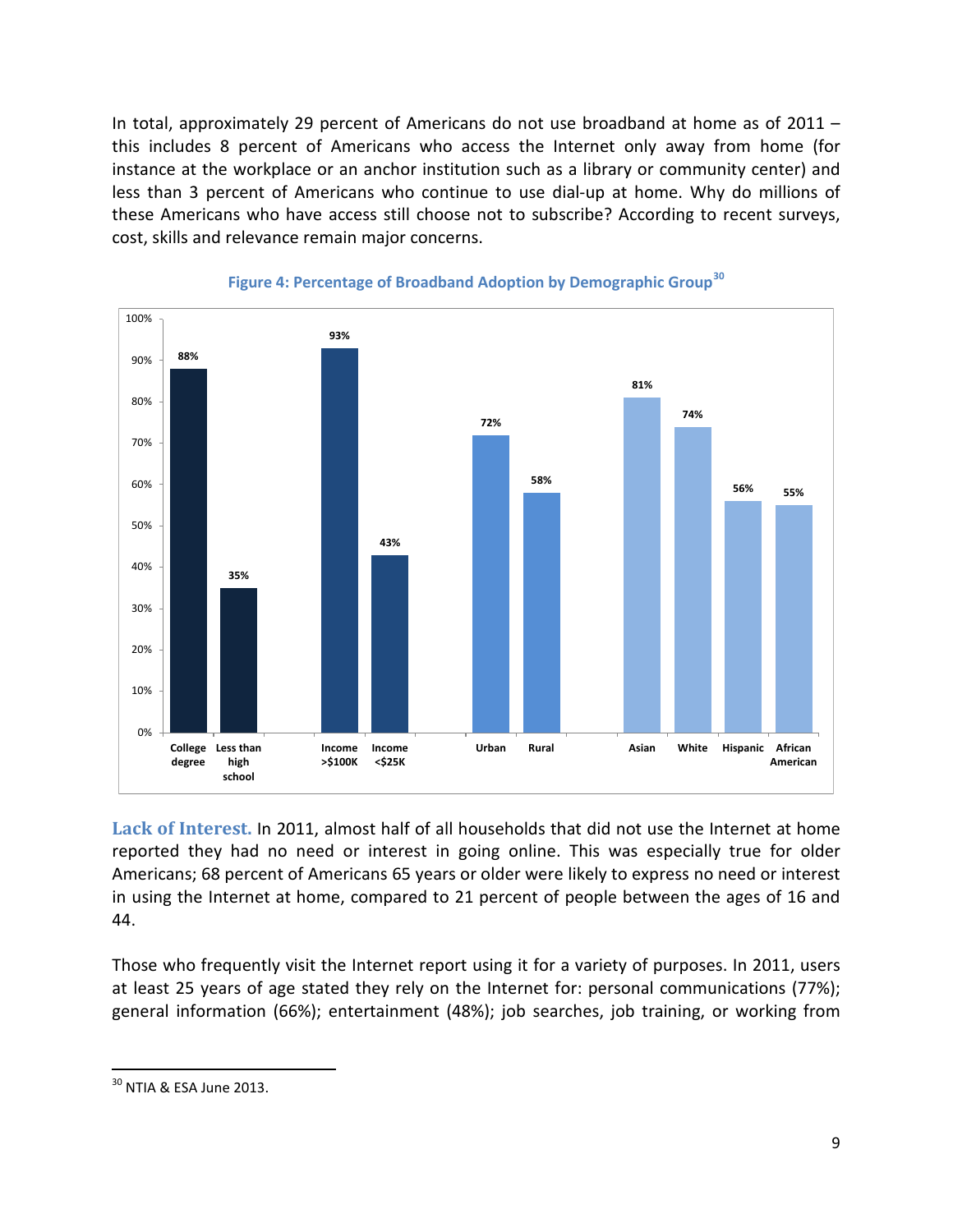In total, approximately 29 percent of Americans do not use broadband at home as of 2011 – this includes 8 percent of Americans who access the Internet only away from home (for instance at the workplace or an anchor institution such as a library or community center) and less than 3 percent of Americans who continue to use dial-up at home. Why do millions of these Americans who have access still choose not to subscribe? According to recent surveys, cost, skills and relevance remain major concerns.

**Figure 4: Percentage of Broadband Adoption by Demographic Group**[30]

| Demographic Group | Broadband Adoption |
|---|---|
| College degree | 88% |
| Less than high school | 35% |
| Income >$100K | 93% |
| Income <$25K | 43% |
| Urban | 72% |
| Rural | 58% |
| Asian | 81% |
| White | 74% |
| Hispanic | 56% |
| African American | 55% |

**Lack of Interest.** In 2011, almost half of all households that did not use the Internet at home reported they had no need or interest in going online. This was especially true for older Americans; 68 percent of Americans 65 years or older were likely to express no need or interest in using the Internet at home, compared to 21 percent of people between the ages of 16 and 44.

Those who frequently visit the Internet report using it for a variety of purposes. In 2011, users at least 25 years of age stated they rely on the Internet for: personal communications (77%); general information (66%); entertainment (48%); job searches, job training, or working from

[30] NTIA & ESA June 2013.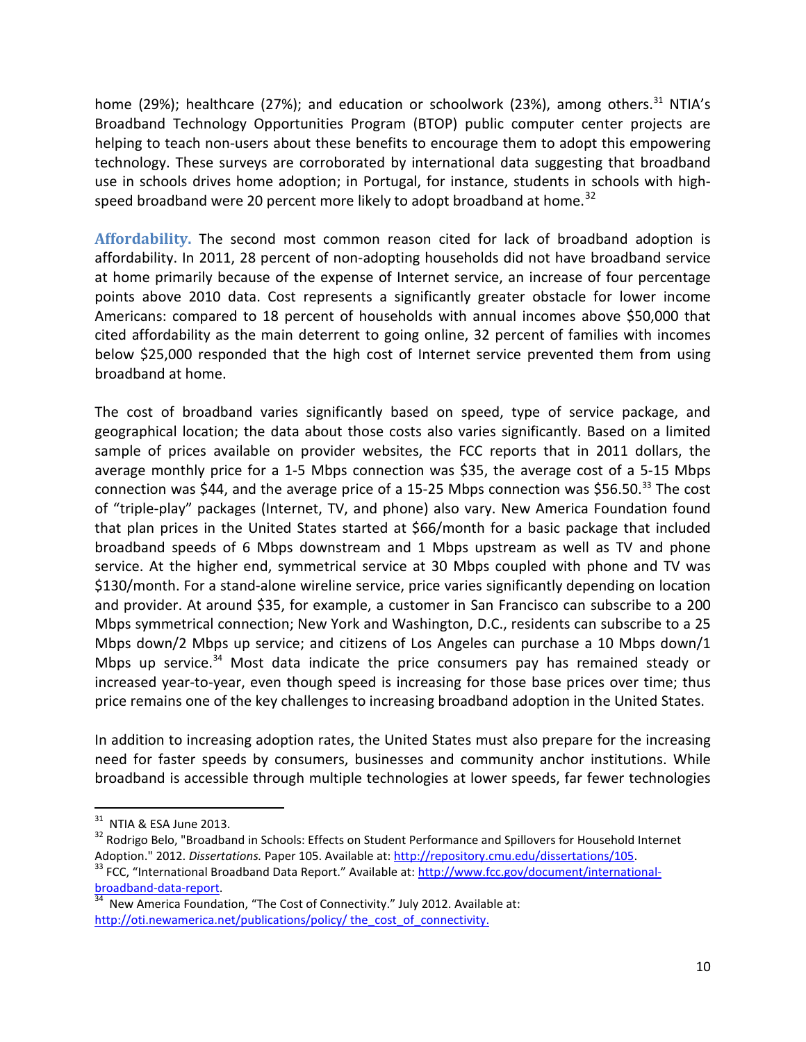home (29%); healthcare (27%); and education or schoolwork (23%), among others.[31] NTIA's Broadband Technology Opportunities Program (BTOP) public computer center projects are helping to teach non-users about these benefits to encourage them to adopt this empowering technology. These surveys are corroborated by international data suggesting that broadband use in schools drives home adoption; in Portugal, for instance, students in schools with high-speed broadband were 20 percent more likely to adopt broadband at home.[32]

**Affordability.** The second most common reason cited for lack of broadband adoption is affordability. In 2011, 28 percent of non-adopting households did not have broadband service at home primarily because of the expense of Internet service, an increase of four percentage points above 2010 data. Cost represents a significantly greater obstacle for lower income Americans: compared to 18 percent of households with annual incomes above $50,000 that cited affordability as the main deterrent to going online, 32 percent of families with incomes below $25,000 responded that the high cost of Internet service prevented them from using broadband at home.

The cost of broadband varies significantly based on speed, type of service package, and geographical location; the data about those costs also varies significantly. Based on a limited sample of prices available on provider websites, the FCC reports that in 2011 dollars, the average monthly price for a 1-5 Mbps connection was $35, the average cost of a 5-15 Mbps connection was $44, and the average price of a 15-25 Mbps connection was $56.50.[33] The cost of "triple-play" packages (Internet, TV, and phone) also vary. New America Foundation found that plan prices in the United States started at $66/month for a basic package that included broadband speeds of 6 Mbps downstream and 1 Mbps upstream as well as TV and phone service. At the higher end, symmetrical service at 30 Mbps coupled with phone and TV was $130/month. For a stand-alone wireline service, price varies significantly depending on location and provider. At around $35, for example, a customer in San Francisco can subscribe to a 200 Mbps symmetrical connection; New York and Washington, D.C., residents can subscribe to a 25 Mbps down/2 Mbps up service; and citizens of Los Angeles can purchase a 10 Mbps down/1 Mbps up service.[34] Most data indicate the price consumers pay has remained steady or increased year-to-year, even though speed is increasing for those base prices over time; thus price remains one of the key challenges to increasing broadband adoption in the United States.

In addition to increasing adoption rates, the United States must also prepare for the increasing need for faster speeds by consumers, businesses and community anchor institutions. While broadband is accessible through multiple technologies at lower speeds, far fewer technologies

---

[31] NTIA & ESA June 2013.

[32] Rodrigo Belo, "Broadband in Schools: Effects on Student Performance and Spillovers for Household Internet Adoption." 2012. *Dissertations.* Paper 105. Available at: http://repository.cmu.edu/dissertations/105.

[33] FCC, "International Broadband Data Report." Available at: http://www.fcc.gov/document/international-broadband-data-report.

[34] New America Foundation, "The Cost of Connectivity." July 2012. Available at: http://oti.newamerica.net/publications/policy/ the_cost_of_connectivity.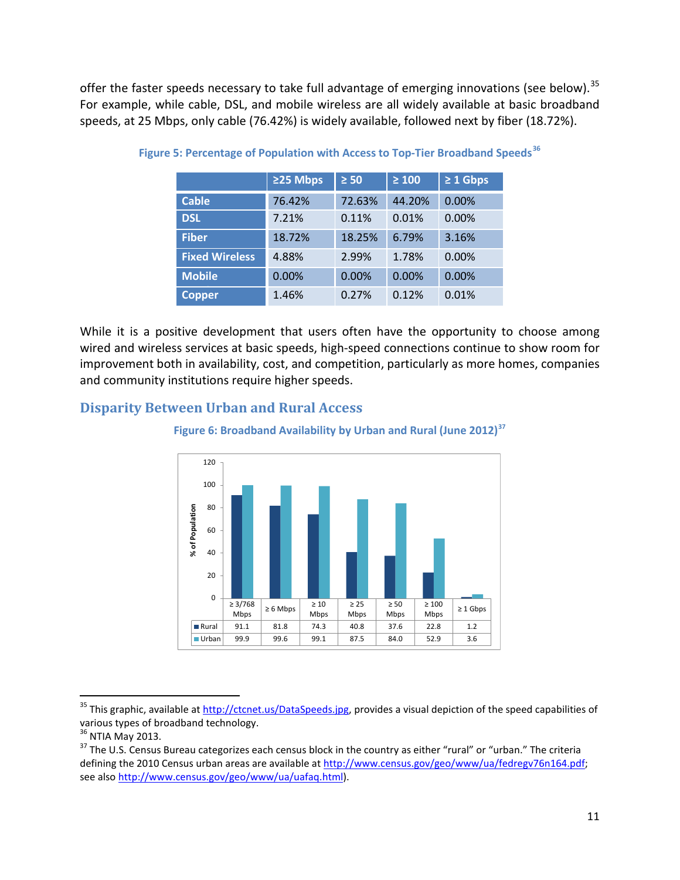offer the faster speeds necessary to take full advantage of emerging innovations (see below).[35] For example, while cable, DSL, and mobile wireless are all widely available at basic broadband speeds, at 25 Mbps, only cable (76.42%) is widely available, followed next by fiber (18.72%).

**Figure 5: Percentage of Population with Access to Top-Tier Broadband Speeds**[36]

| | ≥25 Mbps | ≥ 50 | ≥ 100 | ≥ 1 Gbps |
|---|---|---|---|---|
| **Cable** | 76.42% | 72.63% | 44.20% | 0.00% |
| **DSL** | 7.21% | 0.11% | 0.01% | 0.00% |
| **Fiber** | 18.72% | 18.25% | 6.79% | 3.16% |
| **Fixed Wireless** | 4.88% | 2.99% | 1.78% | 0.00% |
| **Mobile** | 0.00% | 0.00% | 0.00% | 0.00% |
| **Copper** | 1.46% | 0.27% | 0.12% | 0.01% |

While it is a positive development that users often have the opportunity to choose among wired and wireless services at basic speeds, high-speed connections continue to show room for improvement both in availability, cost, and competition, particularly as more homes, companies and community institutions require higher speeds.

## Disparity Between Urban and Rural Access

**Figure 6: Broadband Availability by Urban and Rural (June 2012)**[37]

| | ≥ 3/768 Mbps | ≥ 6 Mbps | ≥ 10 Mbps | ≥ 25 Mbps | ≥ 50 Mbps | ≥ 100 Mbps | ≥ 1 Gbps |
|---|---|---|---|---|---|---|---|
| Rural | 91.1 | 81.8 | 74.3 | 40.8 | 37.6 | 22.8 | 1.2 |
| Urban | 99.9 | 99.6 | 99.1 | 87.5 | 84.0 | 52.9 | 3.6 |

---

[35] This graphic, available at http://ctcnet.us/DataSpeeds.jpg, provides a visual depiction of the speed capabilities of various types of broadband technology.

[36] NTIA May 2013.

[37] The U.S. Census Bureau categorizes each census block in the country as either "rural" or "urban." The criteria defining the 2010 Census urban areas are available at http://www.census.gov/geo/www/ua/fedregv76n164.pdf; see also http://www.census.gov/geo/www/ua/uafaq.html).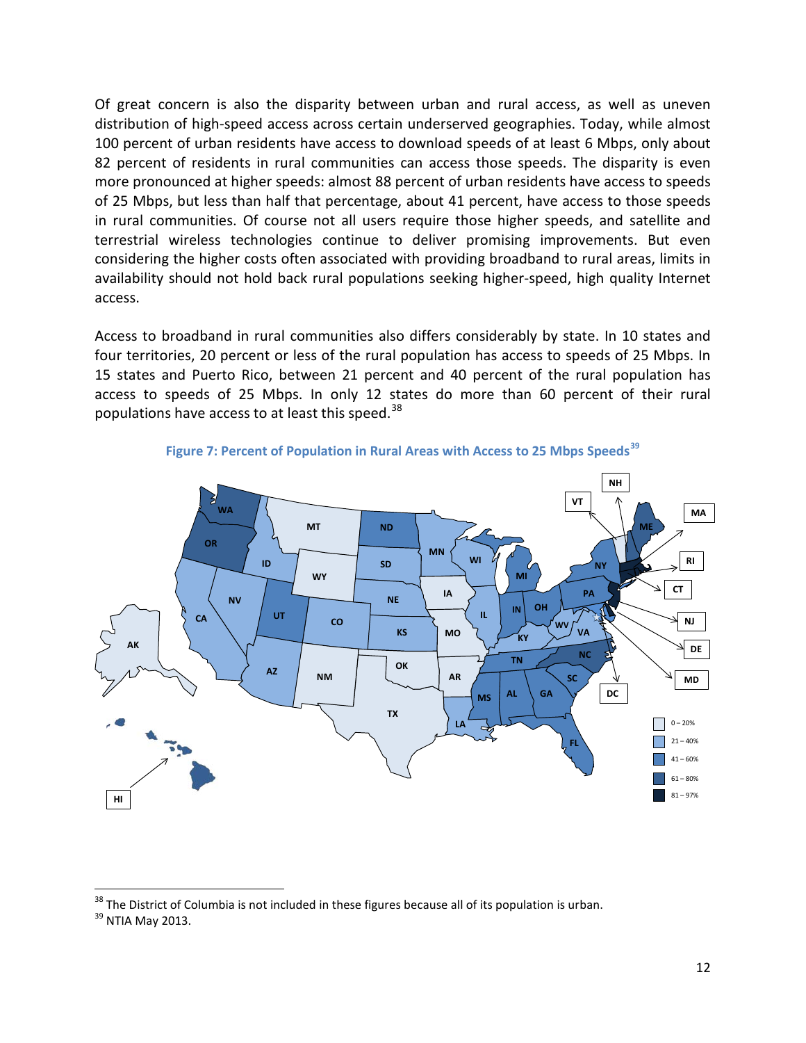Of great concern is also the disparity between urban and rural access, as well as uneven distribution of high-speed access across certain underserved geographies. Today, while almost 100 percent of urban residents have access to download speeds of at least 6 Mbps, only about 82 percent of residents in rural communities can access those speeds. The disparity is even more pronounced at higher speeds: almost 88 percent of urban residents have access to speeds of 25 Mbps, but less than half that percentage, about 41 percent, have access to those speeds in rural communities. Of course not all users require those higher speeds, and satellite and terrestrial wireless technologies continue to deliver promising improvements. But even considering the higher costs often associated with providing broadband to rural areas, limits in availability should not hold back rural populations seeking higher-speed, high quality Internet access.

Access to broadband in rural communities also differs considerably by state. In 10 states and four territories, 20 percent or less of the rural population has access to speeds of 25 Mbps. In 15 states and Puerto Rico, between 21 percent and 40 percent of the rural population has access to speeds of 25 Mbps. In only 12 states do more than 60 percent of their rural populations have access to at least this speed.[38]

**Figure 7: Percent of Population in Rural Areas with Access to 25 Mbps Speeds**[39]

[38] The District of Columbia is not included in these figures because all of its population is urban.

[39] NTIA May 2013.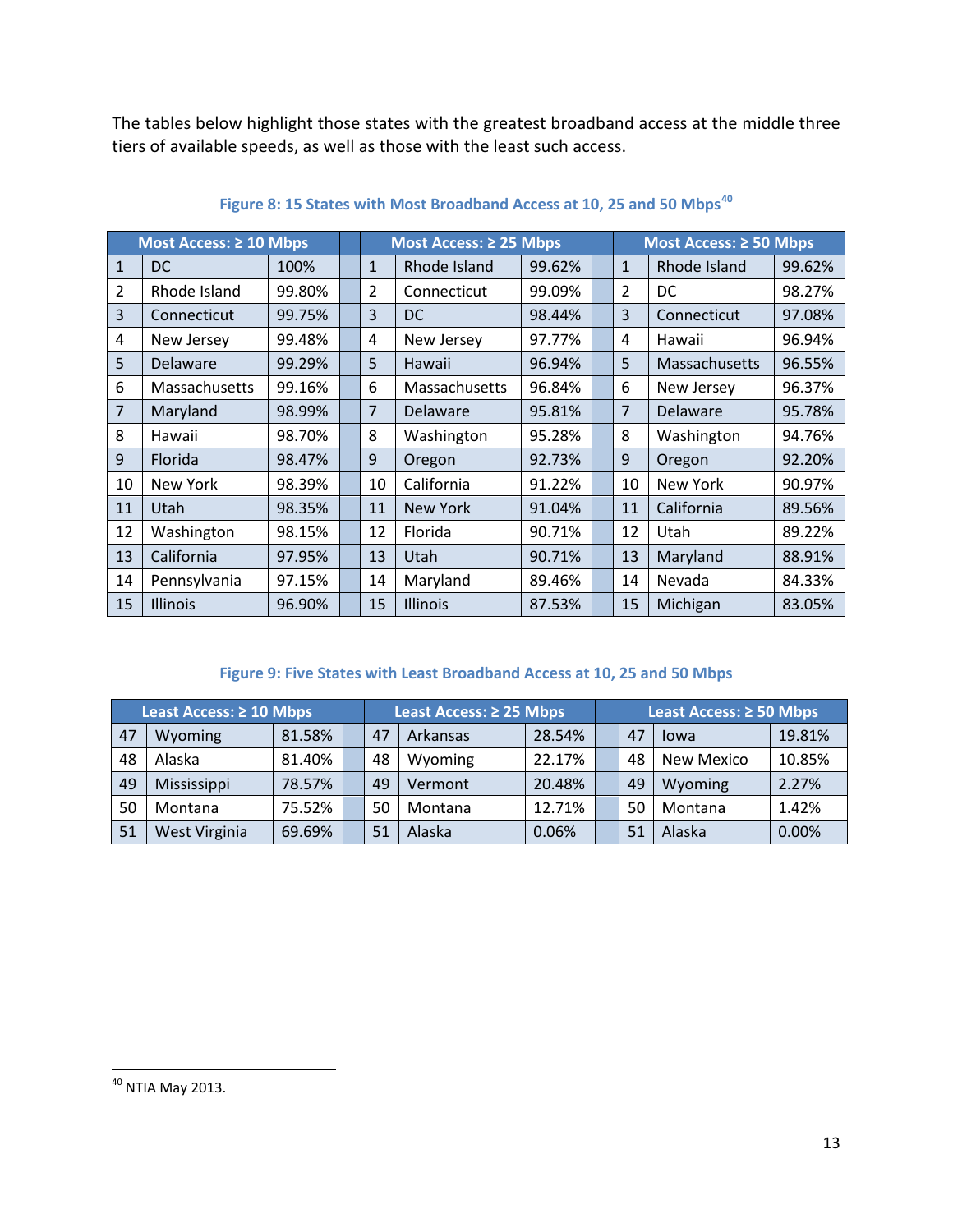The tables below highlight those states with the greatest broadband access at the middle three tiers of available speeds, as well as those with the least such access.

**Figure 8: 15 States with Most Broadband Access at 10, 25 and 50 Mbps**[40]

| Most Access: ≥ 10 Mbps | | | | Most Access: ≥ 25 Mbps | | | | Most Access: ≥ 50 Mbps | | |
|---|---|---|---|---|---|---|---|---|---|---|
| 1 | DC | 100% | | 1 | Rhode Island | 99.62% | | 1 | Rhode Island | 99.62% |
| 2 | Rhode Island | 99.80% | | 2 | Connecticut | 99.09% | | 2 | DC | 98.27% |
| 3 | Connecticut | 99.75% | | 3 | DC | 98.44% | | 3 | Connecticut | 97.08% |
| 4 | New Jersey | 99.48% | | 4 | New Jersey | 97.77% | | 4 | Hawaii | 96.94% |
| 5 | Delaware | 99.29% | | 5 | Hawaii | 96.94% | | 5 | Massachusetts | 96.55% |
| 6 | Massachusetts | 99.16% | | 6 | Massachusetts | 96.84% | | 6 | New Jersey | 96.37% |
| 7 | Maryland | 98.99% | | 7 | Delaware | 95.81% | | 7 | Delaware | 95.78% |
| 8 | Hawaii | 98.70% | | 8 | Washington | 95.28% | | 8 | Washington | 94.76% |
| 9 | Florida | 98.47% | | 9 | Oregon | 92.73% | | 9 | Oregon | 92.20% |
| 10 | New York | 98.39% | | 10 | California | 91.22% | | 10 | New York | 90.97% |
| 11 | Utah | 98.35% | | 11 | New York | 91.04% | | 11 | California | 89.56% |
| 12 | Washington | 98.15% | | 12 | Florida | 90.71% | | 12 | Utah | 89.22% |
| 13 | California | 97.95% | | 13 | Utah | 90.71% | | 13 | Maryland | 88.91% |
| 14 | Pennsylvania | 97.15% | | 14 | Maryland | 89.46% | | 14 | Nevada | 84.33% |
| 15 | Illinois | 96.90% | | 15 | Illinois | 87.53% | | 15 | Michigan | 83.05% |

**Figure 9: Five States with Least Broadband Access at 10, 25 and 50 Mbps**

| Least Access: ≥ 10 Mbps | | | | Least Access: ≥ 25 Mbps | | | | Least Access: ≥ 50 Mbps | | |
|---|---|---|---|---|---|---|---|---|---|---|
| 47 | Wyoming | 81.58% | | 47 | Arkansas | 28.54% | | 47 | Iowa | 19.81% |
| 48 | Alaska | 81.40% | | 48 | Wyoming | 22.17% | | 48 | New Mexico | 10.85% |
| 49 | Mississippi | 78.57% | | 49 | Vermont | 20.48% | | 49 | Wyoming | 2.27% |
| 50 | Montana | 75.52% | | 50 | Montana | 12.71% | | 50 | Montana | 1.42% |
| 51 | West Virginia | 69.69% | | 51 | Alaska | 0.06% | | 51 | Alaska | 0.00% |

[40] NTIA May 2013.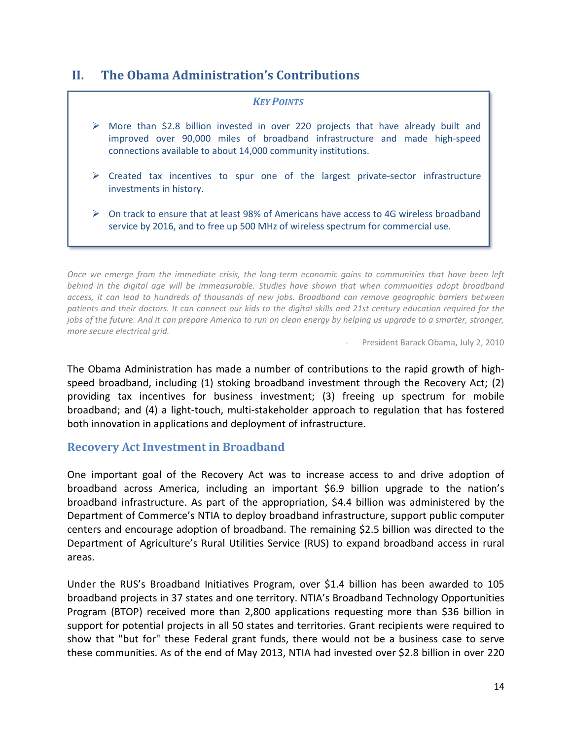## II. The Obama Administration's Contributions

> ***Key Points***
>
> - More than $2.8 billion invested in over 220 projects that have already built and improved over 90,000 miles of broadband infrastructure and made high-speed connections available to about 14,000 community institutions.
> - Created tax incentives to spur one of the largest private-sector infrastructure investments in history.
> - On track to ensure that at least 98% of Americans have access to 4G wireless broadband service by 2016, and to free up 500 MHz of wireless spectrum for commercial use.

*Once we emerge from the immediate crisis, the long-term economic gains to communities that have been left behind in the digital age will be immeasurable. Studies have shown that when communities adopt broadband access, it can lead to hundreds of thousands of new jobs. Broadband can remove geographic barriers between patients and their doctors. It can connect our kids to the digital skills and 21st century education required for the jobs of the future. And it can prepare America to run on clean energy by helping us upgrade to a smarter, stronger, more secure electrical grid.*

\- President Barack Obama, July 2, 2010

The Obama Administration has made a number of contributions to the rapid growth of high-speed broadband, including (1) stoking broadband investment through the Recovery Act; (2) providing tax incentives for business investment; (3) freeing up spectrum for mobile broadband; and (4) a light-touch, multi-stakeholder approach to regulation that has fostered both innovation in applications and deployment of infrastructure.

### Recovery Act Investment in Broadband

One important goal of the Recovery Act was to increase access to and drive adoption of broadband across America, including an important $6.9 billion upgrade to the nation's broadband infrastructure. As part of the appropriation, $4.4 billion was administered by the Department of Commerce's NTIA to deploy broadband infrastructure, support public computer centers and encourage adoption of broadband. The remaining $2.5 billion was directed to the Department of Agriculture's Rural Utilities Service (RUS) to expand broadband access in rural areas.

Under the RUS's Broadband Initiatives Program, over $1.4 billion has been awarded to 105 broadband projects in 37 states and one territory. NTIA's Broadband Technology Opportunities Program (BTOP) received more than 2,800 applications requesting more than $36 billion in support for potential projects in all 50 states and territories. Grant recipients were required to show that "but for" these Federal grant funds, there would not be a business case to serve these communities. As of the end of May 2013, NTIA had invested over $2.8 billion in over 220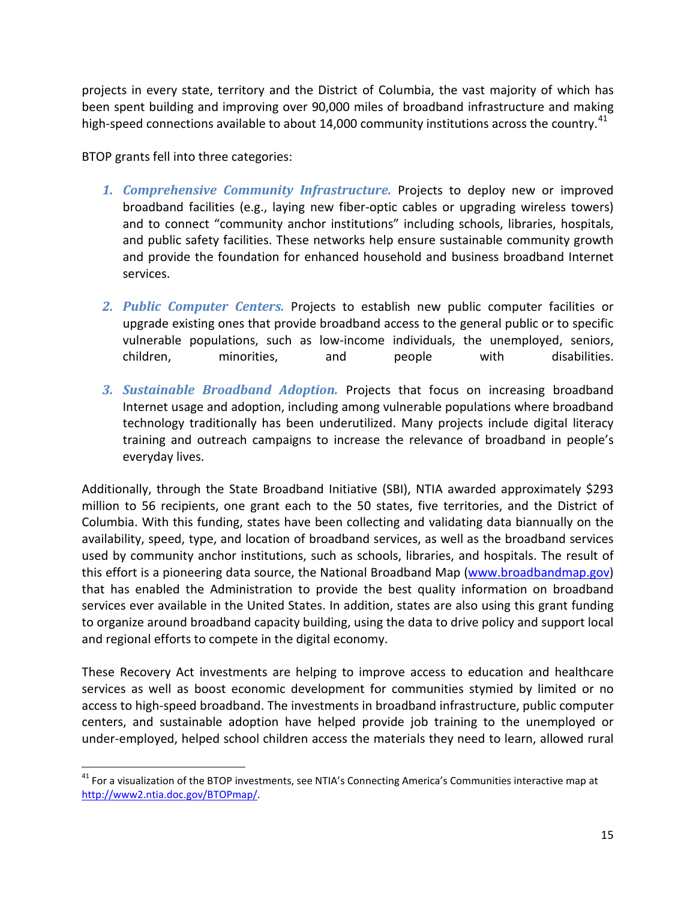projects in every state, territory and the District of Columbia, the vast majority of which has been spent building and improving over 90,000 miles of broadband infrastructure and making high-speed connections available to about 14,000 community institutions across the country.[41]

BTOP grants fell into three categories:

1. ***Comprehensive Community Infrastructure.*** Projects to deploy new or improved broadband facilities (e.g., laying new fiber-optic cables or upgrading wireless towers) and to connect "community anchor institutions" including schools, libraries, hospitals, and public safety facilities. These networks help ensure sustainable community growth and provide the foundation for enhanced household and business broadband Internet services.

2. ***Public Computer Centers.*** Projects to establish new public computer facilities or upgrade existing ones that provide broadband access to the general public or to specific vulnerable populations, such as low-income individuals, the unemployed, seniors, children, minorities, and people with disabilities.

3. ***Sustainable Broadband Adoption.*** Projects that focus on increasing broadband Internet usage and adoption, including among vulnerable populations where broadband technology traditionally has been underutilized. Many projects include digital literacy training and outreach campaigns to increase the relevance of broadband in people's everyday lives.

Additionally, through the State Broadband Initiative (SBI), NTIA awarded approximately $293 million to 56 recipients, one grant each to the 50 states, five territories, and the District of Columbia. With this funding, states have been collecting and validating data biannually on the availability, speed, type, and location of broadband services, as well as the broadband services used by community anchor institutions, such as schools, libraries, and hospitals. The result of this effort is a pioneering data source, the National Broadband Map (www.broadbandmap.gov) that has enabled the Administration to provide the best quality information on broadband services ever available in the United States. In addition, states are also using this grant funding to organize around broadband capacity building, using the data to drive policy and support local and regional efforts to compete in the digital economy.

These Recovery Act investments are helping to improve access to education and healthcare services as well as boost economic development for communities stymied by limited or no access to high-speed broadband. The investments in broadband infrastructure, public computer centers, and sustainable adoption have helped provide job training to the unemployed or under-employed, helped school children access the materials they need to learn, allowed rural

[41] For a visualization of the BTOP investments, see NTIA's Connecting America's Communities interactive map at http://www2.ntia.doc.gov/BTOPmap/.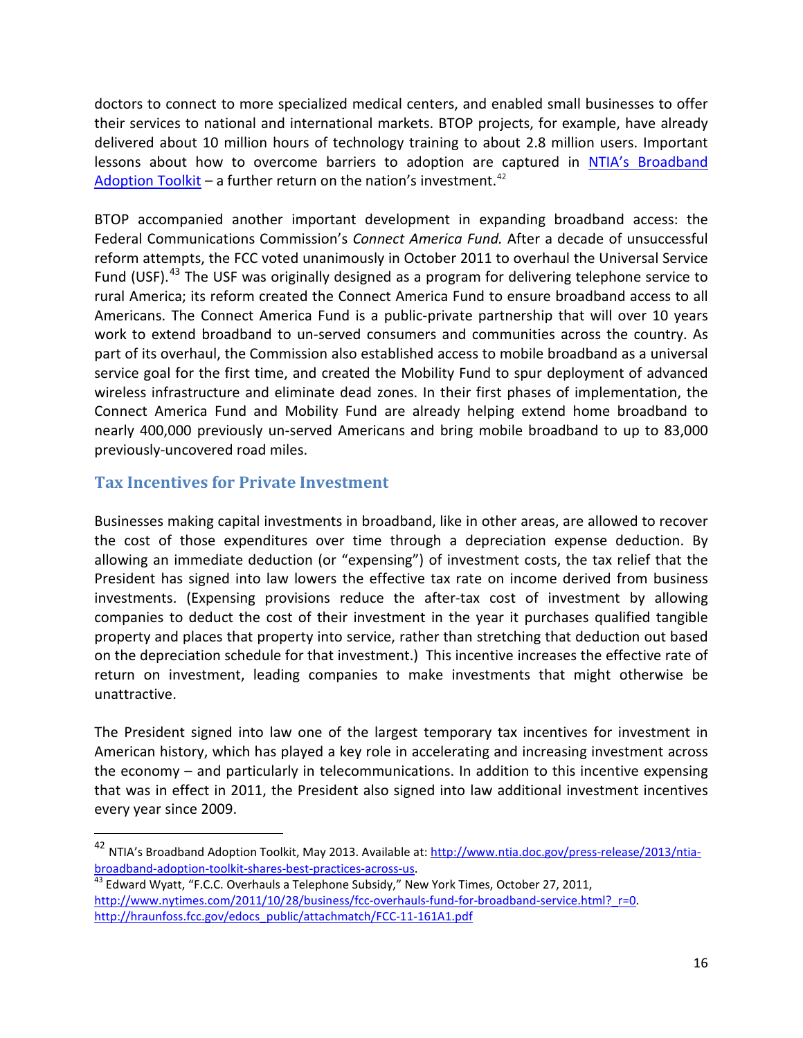doctors to connect to more specialized medical centers, and enabled small businesses to offer their services to national and international markets. BTOP projects, for example, have already delivered about 10 million hours of technology training to about 2.8 million users. Important lessons about how to overcome barriers to adoption are captured in [NTIA's Broadband Adoption Toolkit](http://www.ntia.doc.gov/press-release/2013/ntia-broadband-adoption-toolkit-shares-best-practices-across-us) – a further return on the nation's investment.[42]

BTOP accompanied another important development in expanding broadband access: the Federal Communications Commission's *Connect America Fund.* After a decade of unsuccessful reform attempts, the FCC voted unanimously in October 2011 to overhaul the Universal Service Fund (USF).[43] The USF was originally designed as a program for delivering telephone service to rural America; its reform created the Connect America Fund to ensure broadband access to all Americans. The Connect America Fund is a public-private partnership that will over 10 years work to extend broadband to un-served consumers and communities across the country. As part of its overhaul, the Commission also established access to mobile broadband as a universal service goal for the first time, and created the Mobility Fund to spur deployment of advanced wireless infrastructure and eliminate dead zones. In their first phases of implementation, the Connect America Fund and Mobility Fund are already helping extend home broadband to nearly 400,000 previously un-served Americans and bring mobile broadband to up to 83,000 previously-uncovered road miles.

## Tax Incentives for Private Investment

Businesses making capital investments in broadband, like in other areas, are allowed to recover the cost of those expenditures over time through a depreciation expense deduction. By allowing an immediate deduction (or "expensing") of investment costs, the tax relief that the President has signed into law lowers the effective tax rate on income derived from business investments. (Expensing provisions reduce the after-tax cost of investment by allowing companies to deduct the cost of their investment in the year it purchases qualified tangible property and places that property into service, rather than stretching that deduction out based on the depreciation schedule for that investment.) This incentive increases the effective rate of return on investment, leading companies to make investments that might otherwise be unattractive.

The President signed into law one of the largest temporary tax incentives for investment in American history, which has played a key role in accelerating and increasing investment across the economy – and particularly in telecommunications. In addition to this incentive expensing that was in effect in 2011, the President also signed into law additional investment incentives every year since 2009.

---

[42] NTIA's Broadband Adoption Toolkit, May 2013. Available at: http://www.ntia.doc.gov/press-release/2013/ntia-broadband-adoption-toolkit-shares-best-practices-across-us.

[43] Edward Wyatt, "F.C.C. Overhauls a Telephone Subsidy," New York Times, October 27, 2011, http://www.nytimes.com/2011/10/28/business/fcc-overhauls-fund-for-broadband-service.html?_r=0. http://hraunfoss.fcc.gov/edocs_public/attachmatch/FCC-11-161A1.pdf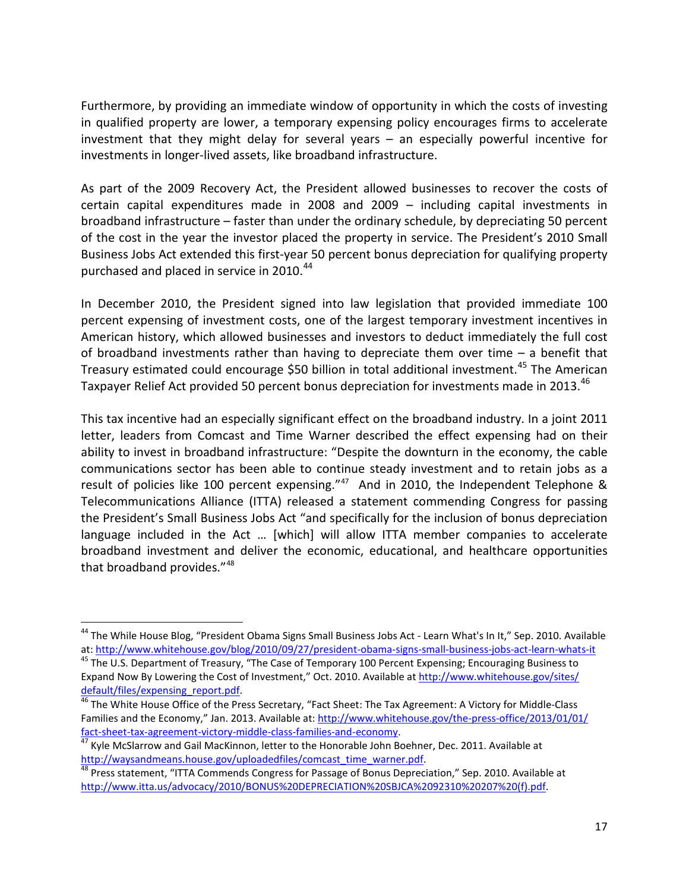Furthermore, by providing an immediate window of opportunity in which the costs of investing in qualified property are lower, a temporary expensing policy encourages firms to accelerate investment that they might delay for several years – an especially powerful incentive for investments in longer-lived assets, like broadband infrastructure.

As part of the 2009 Recovery Act, the President allowed businesses to recover the costs of certain capital expenditures made in 2008 and 2009 – including capital investments in broadband infrastructure – faster than under the ordinary schedule, by depreciating 50 percent of the cost in the year the investor placed the property in service. The President's 2010 Small Business Jobs Act extended this first-year 50 percent bonus depreciation for qualifying property purchased and placed in service in 2010.[44]

In December 2010, the President signed into law legislation that provided immediate 100 percent expensing of investment costs, one of the largest temporary investment incentives in American history, which allowed businesses and investors to deduct immediately the full cost of broadband investments rather than having to depreciate them over time – a benefit that Treasury estimated could encourage $50 billion in total additional investment.[45] The American Taxpayer Relief Act provided 50 percent bonus depreciation for investments made in 2013.[46]

This tax incentive had an especially significant effect on the broadband industry. In a joint 2011 letter, leaders from Comcast and Time Warner described the effect expensing had on their ability to invest in broadband infrastructure: "Despite the downturn in the economy, the cable communications sector has been able to continue steady investment and to retain jobs as a result of policies like 100 percent expensing."[47] And in 2010, the Independent Telephone & Telecommunications Alliance (ITTA) released a statement commending Congress for passing the President's Small Business Jobs Act "and specifically for the inclusion of bonus depreciation language included in the Act … [which] will allow ITTA member companies to accelerate broadband investment and deliver the economic, educational, and healthcare opportunities that broadband provides."[48]

---

[44] The While House Blog, "President Obama Signs Small Business Jobs Act - Learn What's In It," Sep. 2010. Available at: http://www.whitehouse.gov/blog/2010/09/27/president-obama-signs-small-business-jobs-act-learn-whats-it

[45] The U.S. Department of Treasury, "The Case of Temporary 100 Percent Expensing; Encouraging Business to Expand Now By Lowering the Cost of Investment," Oct. 2010. Available at http://www.whitehouse.gov/sites/default/files/expensing_report.pdf.

[46] The White House Office of the Press Secretary, "Fact Sheet: The Tax Agreement: A Victory for Middle-Class Families and the Economy," Jan. 2013. Available at: http://www.whitehouse.gov/the-press-office/2013/01/01/fact-sheet-tax-agreement-victory-middle-class-families-and-economy.

[47] Kyle McSlarrow and Gail MacKinnon, letter to the Honorable John Boehner, Dec. 2011. Available at http://waysandmeans.house.gov/uploadedfiles/comcast_time_warner.pdf.

[48] Press statement, "ITTA Commends Congress for Passage of Bonus Depreciation," Sep. 2010. Available at http://www.itta.us/advocacy/2010/BONUS%20DEPRECIATION%20SBJCA%2092310%20207%20(f).pdf.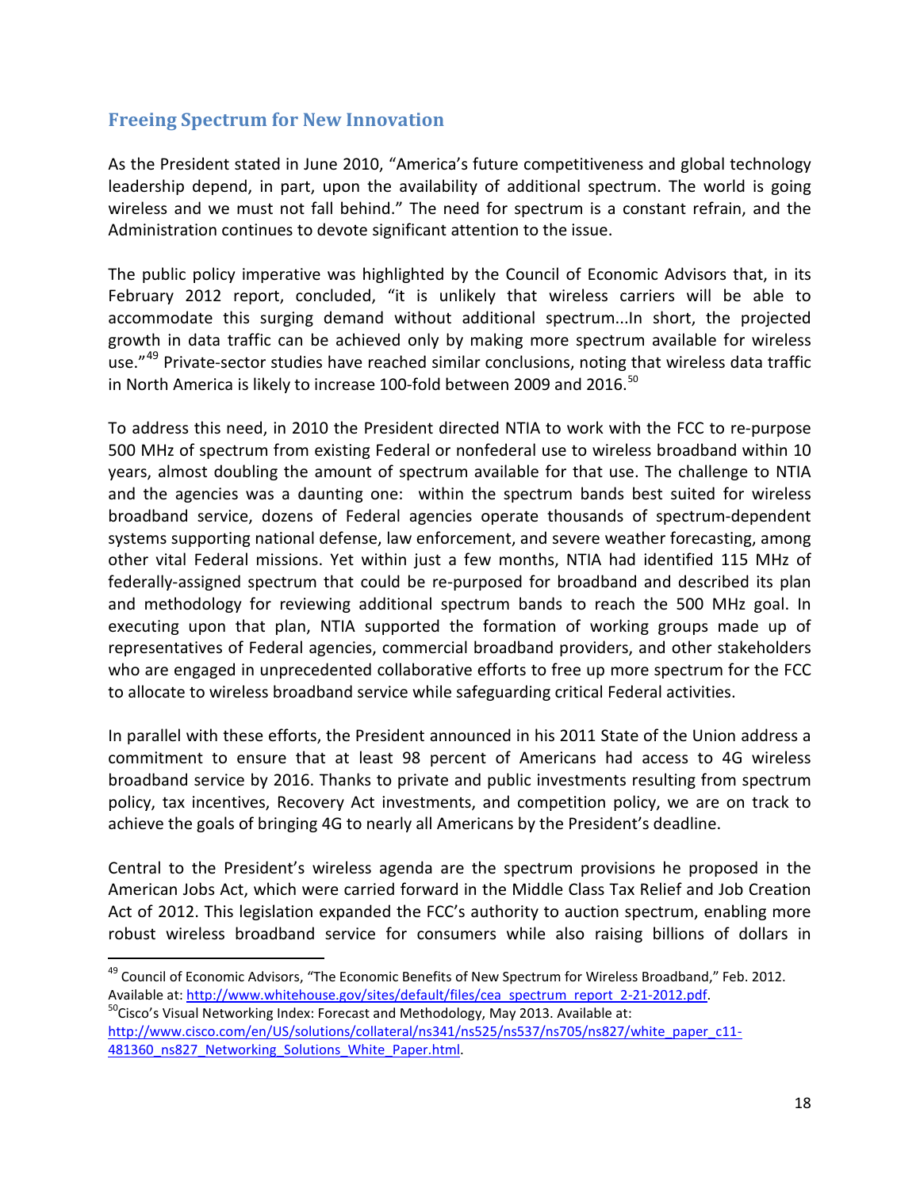## Freeing Spectrum for New Innovation

As the President stated in June 2010, "America's future competitiveness and global technology leadership depend, in part, upon the availability of additional spectrum. The world is going wireless and we must not fall behind." The need for spectrum is a constant refrain, and the Administration continues to devote significant attention to the issue.

The public policy imperative was highlighted by the Council of Economic Advisors that, in its February 2012 report, concluded, "it is unlikely that wireless carriers will be able to accommodate this surging demand without additional spectrum...In short, the projected growth in data traffic can be achieved only by making more spectrum available for wireless use."[49] Private-sector studies have reached similar conclusions, noting that wireless data traffic in North America is likely to increase 100-fold between 2009 and 2016.[50]

To address this need, in 2010 the President directed NTIA to work with the FCC to re-purpose 500 MHz of spectrum from existing Federal or nonfederal use to wireless broadband within 10 years, almost doubling the amount of spectrum available for that use. The challenge to NTIA and the agencies was a daunting one: within the spectrum bands best suited for wireless broadband service, dozens of Federal agencies operate thousands of spectrum-dependent systems supporting national defense, law enforcement, and severe weather forecasting, among other vital Federal missions. Yet within just a few months, NTIA had identified 115 MHz of federally-assigned spectrum that could be re-purposed for broadband and described its plan and methodology for reviewing additional spectrum bands to reach the 500 MHz goal. In executing upon that plan, NTIA supported the formation of working groups made up of representatives of Federal agencies, commercial broadband providers, and other stakeholders who are engaged in unprecedented collaborative efforts to free up more spectrum for the FCC to allocate to wireless broadband service while safeguarding critical Federal activities.

In parallel with these efforts, the President announced in his 2011 State of the Union address a commitment to ensure that at least 98 percent of Americans had access to 4G wireless broadband service by 2016. Thanks to private and public investments resulting from spectrum policy, tax incentives, Recovery Act investments, and competition policy, we are on track to achieve the goals of bringing 4G to nearly all Americans by the President's deadline.

Central to the President's wireless agenda are the spectrum provisions he proposed in the American Jobs Act, which were carried forward in the Middle Class Tax Relief and Job Creation Act of 2012. This legislation expanded the FCC's authority to auction spectrum, enabling more robust wireless broadband service for consumers while also raising billions of dollars in

---

[49] Council of Economic Advisors, "The Economic Benefits of New Spectrum for Wireless Broadband," Feb. 2012. Available at: http://www.whitehouse.gov/sites/default/files/cea_spectrum_report_2-21-2012.pdf.

[50] Cisco's Visual Networking Index: Forecast and Methodology, May 2013. Available at: http://www.cisco.com/en/US/solutions/collateral/ns341/ns525/ns537/ns705/ns827/white_paper_c11-481360_ns827_Networking_Solutions_White_Paper.html.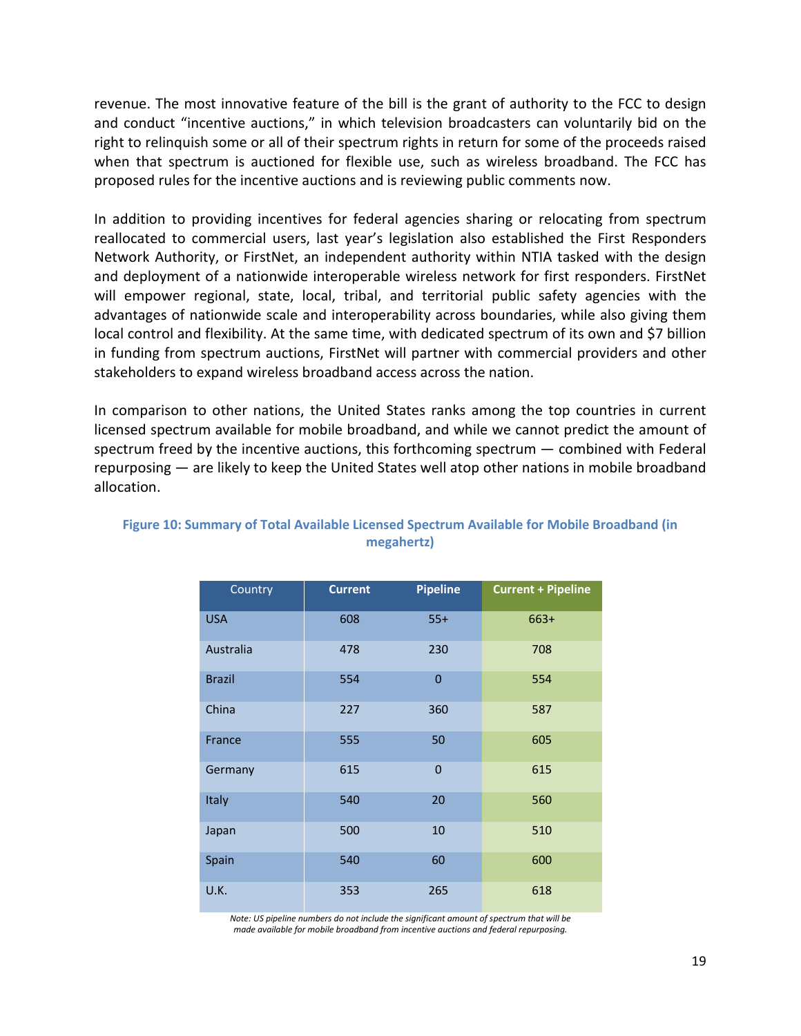revenue. The most innovative feature of the bill is the grant of authority to the FCC to design and conduct "incentive auctions," in which television broadcasters can voluntarily bid on the right to relinquish some or all of their spectrum rights in return for some of the proceeds raised when that spectrum is auctioned for flexible use, such as wireless broadband. The FCC has proposed rules for the incentive auctions and is reviewing public comments now.

In addition to providing incentives for federal agencies sharing or relocating from spectrum reallocated to commercial users, last year's legislation also established the First Responders Network Authority, or FirstNet, an independent authority within NTIA tasked with the design and deployment of a nationwide interoperable wireless network for first responders. FirstNet will empower regional, state, local, tribal, and territorial public safety agencies with the advantages of nationwide scale and interoperability across boundaries, while also giving them local control and flexibility. At the same time, with dedicated spectrum of its own and $7 billion in funding from spectrum auctions, FirstNet will partner with commercial providers and other stakeholders to expand wireless broadband access across the nation.

In comparison to other nations, the United States ranks among the top countries in current licensed spectrum available for mobile broadband, and while we cannot predict the amount of spectrum freed by the incentive auctions, this forthcoming spectrum — combined with Federal repurposing — are likely to keep the United States well atop other nations in mobile broadband allocation.

**Figure 10: Summary of Total Available Licensed Spectrum Available for Mobile Broadband (in megahertz)**

| Country | Current | Pipeline | Current + Pipeline |
|---|---|---|---|
| USA | 608 | 55+ | 663+ |
| Australia | 478 | 230 | 708 |
| Brazil | 554 | 0 | 554 |
| China | 227 | 360 | 587 |
| France | 555 | 50 | 605 |
| Germany | 615 | 0 | 615 |
| Italy | 540 | 20 | 560 |
| Japan | 500 | 10 | 510 |
| Spain | 540 | 60 | 600 |
| U.K. | 353 | 265 | 618 |

*Note: US pipeline numbers do not include the significant amount of spectrum that will be made available for mobile broadband from incentive auctions and federal repurposing.*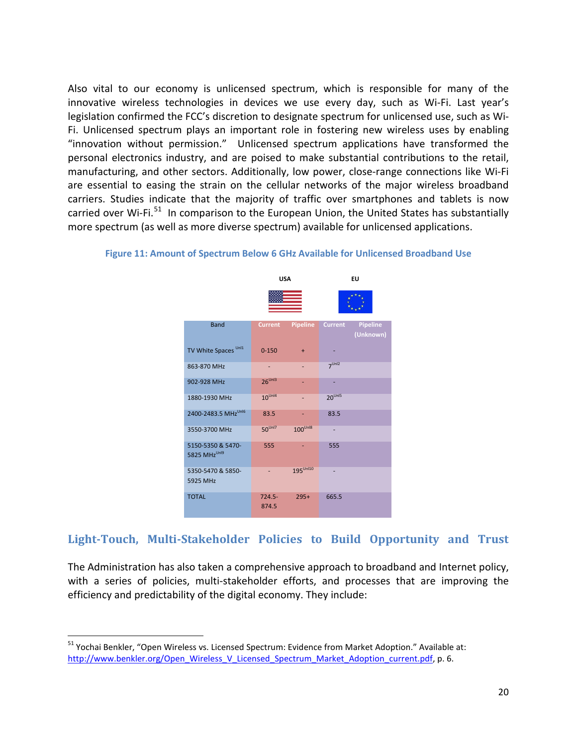Also vital to our economy is unlicensed spectrum, which is responsible for many of the innovative wireless technologies in devices we use every day, such as Wi-Fi. Last year's legislation confirmed the FCC's discretion to designate spectrum for unlicensed use, such as Wi-Fi. Unlicensed spectrum plays an important role in fostering new wireless uses by enabling "innovation without permission." Unlicensed spectrum applications have transformed the personal electronics industry, and are poised to make substantial contributions to the retail, manufacturing, and other sectors. Additionally, low power, close-range connections like Wi-Fi are essential to easing the strain on the cellular networks of the major wireless broadband carriers. Studies indicate that the majority of traffic over smartphones and tablets is now carried over Wi-Fi.[51] In comparison to the European Union, the United States has substantially more spectrum (as well as more diverse spectrum) available for unlicensed applications.

**Figure 11: Amount of Spectrum Below 6 GHz Available for Unlicensed Broadband Use**

| | USA | | EU | |
|---|---|---|---|---|
| Band | Current | Pipeline | Current | Pipeline (Unknown) |
| TV White Spaces [Unl1] | 0-150 | + | - | |
| 863-870 MHz | - | - | 7 [Unl2] | |
| 902-928 MHz | 26 [Unl3] | - | - | |
| 1880-1930 MHz | 10 [Unl4] | - | 20 [Unl5] | |
| 2400-2483.5 MHz [Unl6] | 83.5 | - | 83.5 | |
| 3550-3700 MHz | 50 [Unl7] | 100 [Unl8] | - | |
| 5150-5350 & 5470-5825 MHz [Unl9] | 555 | - | 555 | |
| 5350-5470 & 5850-5925 MHz | - | 195 [Unl10] | - | |
| TOTAL | 724.5-874.5 | 295+ | 665.5 | |

## Light-Touch, Multi-Stakeholder Policies to Build Opportunity and Trust

The Administration has also taken a comprehensive approach to broadband and Internet policy, with a series of policies, multi-stakeholder efforts, and processes that are improving the efficiency and predictability of the digital economy. They include:

[51] Yochai Benkler, "Open Wireless vs. Licensed Spectrum: Evidence from Market Adoption." Available at: http://www.benkler.org/Open_Wireless_V_Licensed_Spectrum_Market_Adoption_current.pdf, p. 6.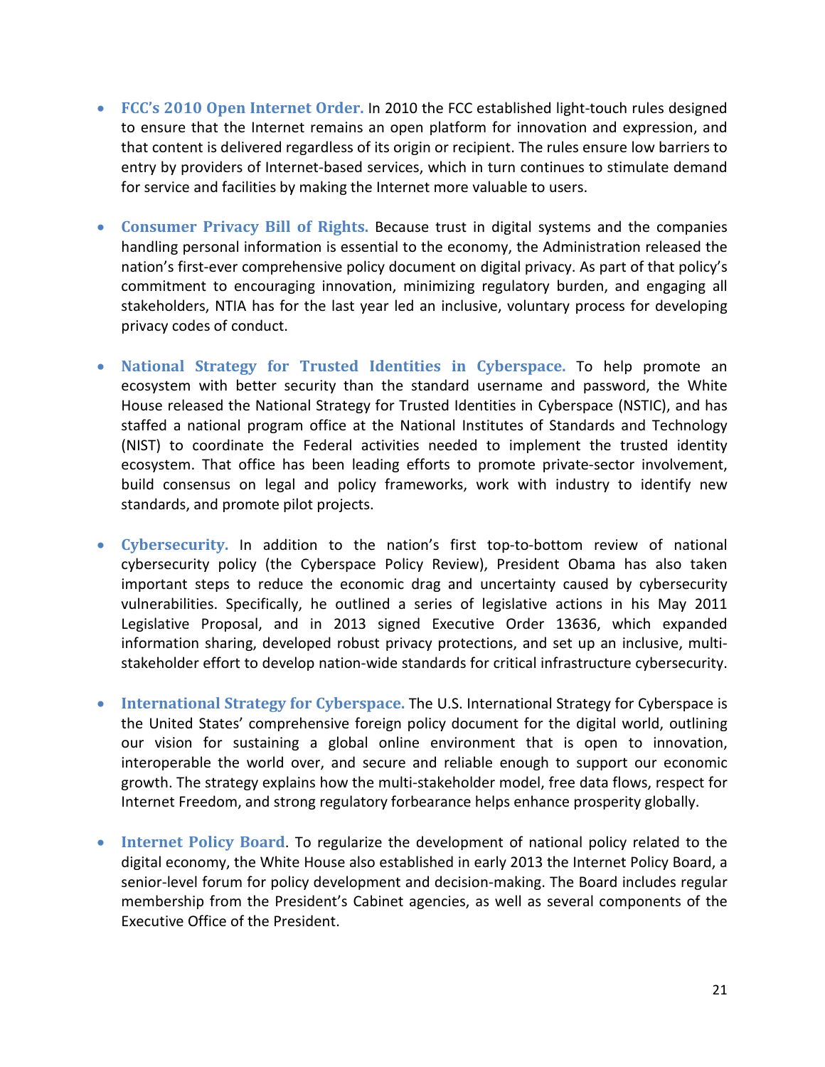- **FCC's 2010 Open Internet Order.** In 2010 the FCC established light-touch rules designed to ensure that the Internet remains an open platform for innovation and expression, and that content is delivered regardless of its origin or recipient. The rules ensure low barriers to entry by providers of Internet-based services, which in turn continues to stimulate demand for service and facilities by making the Internet more valuable to users.

- **Consumer Privacy Bill of Rights.** Because trust in digital systems and the companies handling personal information is essential to the economy, the Administration released the nation's first-ever comprehensive policy document on digital privacy. As part of that policy's commitment to encouraging innovation, minimizing regulatory burden, and engaging all stakeholders, NTIA has for the last year led an inclusive, voluntary process for developing privacy codes of conduct.

- **National Strategy for Trusted Identities in Cyberspace.** To help promote an ecosystem with better security than the standard username and password, the White House released the National Strategy for Trusted Identities in Cyberspace (NSTIC), and has staffed a national program office at the National Institutes of Standards and Technology (NIST) to coordinate the Federal activities needed to implement the trusted identity ecosystem. That office has been leading efforts to promote private-sector involvement, build consensus on legal and policy frameworks, work with industry to identify new standards, and promote pilot projects.

- **Cybersecurity.** In addition to the nation's first top-to-bottom review of national cybersecurity policy (the Cyberspace Policy Review), President Obama has also taken important steps to reduce the economic drag and uncertainty caused by cybersecurity vulnerabilities. Specifically, he outlined a series of legislative actions in his May 2011 Legislative Proposal, and in 2013 signed Executive Order 13636, which expanded information sharing, developed robust privacy protections, and set up an inclusive, multi-stakeholder effort to develop nation-wide standards for critical infrastructure cybersecurity.

- **International Strategy for Cyberspace.** The U.S. International Strategy for Cyberspace is the United States' comprehensive foreign policy document for the digital world, outlining our vision for sustaining a global online environment that is open to innovation, interoperable the world over, and secure and reliable enough to support our economic growth. The strategy explains how the multi-stakeholder model, free data flows, respect for Internet Freedom, and strong regulatory forbearance helps enhance prosperity globally.

- **Internet Policy Board**. To regularize the development of national policy related to the digital economy, the White House also established in early 2013 the Internet Policy Board, a senior-level forum for policy development and decision-making. The Board includes regular membership from the President's Cabinet agencies, as well as several components of the Executive Office of the President.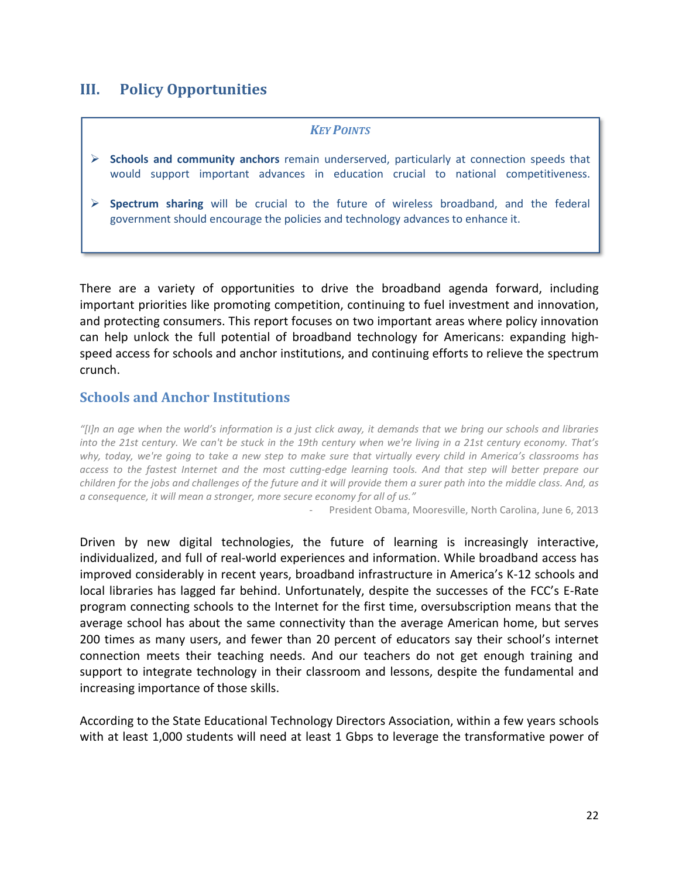## III. Policy Opportunities

> ***KEY POINTS***
>
> - **Schools and community anchors** remain underserved, particularly at connection speeds that would support important advances in education crucial to national competitiveness.
> - **Spectrum sharing** will be crucial to the future of wireless broadband, and the federal government should encourage the policies and technology advances to enhance it.

There are a variety of opportunities to drive the broadband agenda forward, including important priorities like promoting competition, continuing to fuel investment and innovation, and protecting consumers. This report focuses on two important areas where policy innovation can help unlock the full potential of broadband technology for Americans: expanding high-speed access for schools and anchor institutions, and continuing efforts to relieve the spectrum crunch.

### Schools and Anchor Institutions

*"[I]n an age when the world's information is a just click away, it demands that we bring our schools and libraries into the 21st century. We can't be stuck in the 19th century when we're living in a 21st century economy. That's why, today, we're going to take a new step to make sure that virtually every child in America's classrooms has access to the fastest Internet and the most cutting-edge learning tools. And that step will better prepare our children for the jobs and challenges of the future and it will provide them a surer path into the middle class. And, as a consequence, it will mean a stronger, more secure economy for all of us."*

- President Obama, Mooresville, North Carolina, June 6, 2013

Driven by new digital technologies, the future of learning is increasingly interactive, individualized, and full of real-world experiences and information. While broadband access has improved considerably in recent years, broadband infrastructure in America's K-12 schools and local libraries has lagged far behind. Unfortunately, despite the successes of the FCC's E-Rate program connecting schools to the Internet for the first time, oversubscription means that the average school has about the same connectivity than the average American home, but serves 200 times as many users, and fewer than 20 percent of educators say their school's internet connection meets their teaching needs. And our teachers do not get enough training and support to integrate technology in their classroom and lessons, despite the fundamental and increasing importance of those skills.

According to the State Educational Technology Directors Association, within a few years schools with at least 1,000 students will need at least 1 Gbps to leverage the transformative power of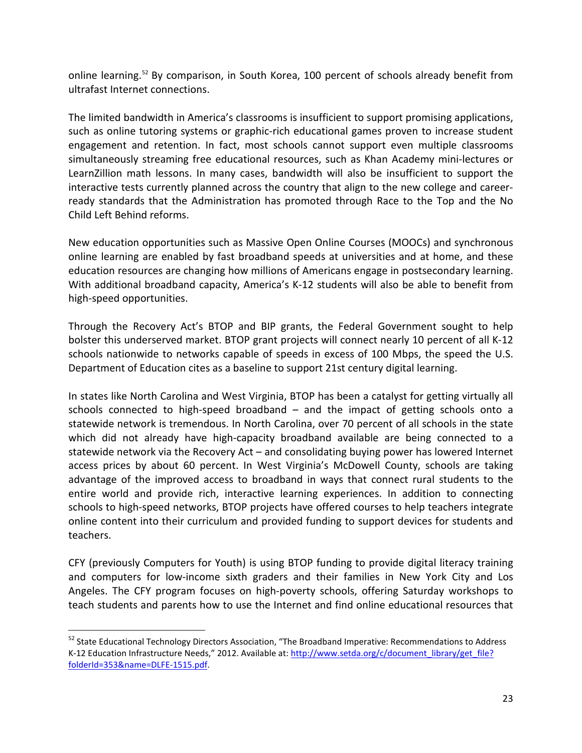online learning.[52] By comparison, in South Korea, 100 percent of schools already benefit from ultrafast Internet connections.

The limited bandwidth in America's classrooms is insufficient to support promising applications, such as online tutoring systems or graphic-rich educational games proven to increase student engagement and retention. In fact, most schools cannot support even multiple classrooms simultaneously streaming free educational resources, such as Khan Academy mini-lectures or LearnZillion math lessons. In many cases, bandwidth will also be insufficient to support the interactive tests currently planned across the country that align to the new college and career-ready standards that the Administration has promoted through Race to the Top and the No Child Left Behind reforms.

New education opportunities such as Massive Open Online Courses (MOOCs) and synchronous online learning are enabled by fast broadband speeds at universities and at home, and these education resources are changing how millions of Americans engage in postsecondary learning. With additional broadband capacity, America's K-12 students will also be able to benefit from high-speed opportunities.

Through the Recovery Act's BTOP and BIP grants, the Federal Government sought to help bolster this underserved market. BTOP grant projects will connect nearly 10 percent of all K-12 schools nationwide to networks capable of speeds in excess of 100 Mbps, the speed the U.S. Department of Education cites as a baseline to support 21st century digital learning.

In states like North Carolina and West Virginia, BTOP has been a catalyst for getting virtually all schools connected to high-speed broadband – and the impact of getting schools onto a statewide network is tremendous. In North Carolina, over 70 percent of all schools in the state which did not already have high-capacity broadband available are being connected to a statewide network via the Recovery Act – and consolidating buying power has lowered Internet access prices by about 60 percent. In West Virginia's McDowell County, schools are taking advantage of the improved access to broadband in ways that connect rural students to the entire world and provide rich, interactive learning experiences. In addition to connecting schools to high-speed networks, BTOP projects have offered courses to help teachers integrate online content into their curriculum and provided funding to support devices for students and teachers.

CFY (previously Computers for Youth) is using BTOP funding to provide digital literacy training and computers for low-income sixth graders and their families in New York City and Los Angeles. The CFY program focuses on high-poverty schools, offering Saturday workshops to teach students and parents how to use the Internet and find online educational resources that

---

[52] State Educational Technology Directors Association, "The Broadband Imperative: Recommendations to Address K-12 Education Infrastructure Needs," 2012. Available at: [http://www.setda.org/c/document_library/get_file?folderId=353&name=DLFE-1515.pdf](http://www.setda.org/c/document_library/get_file?folderId=353&name=DLFE-1515.pdf).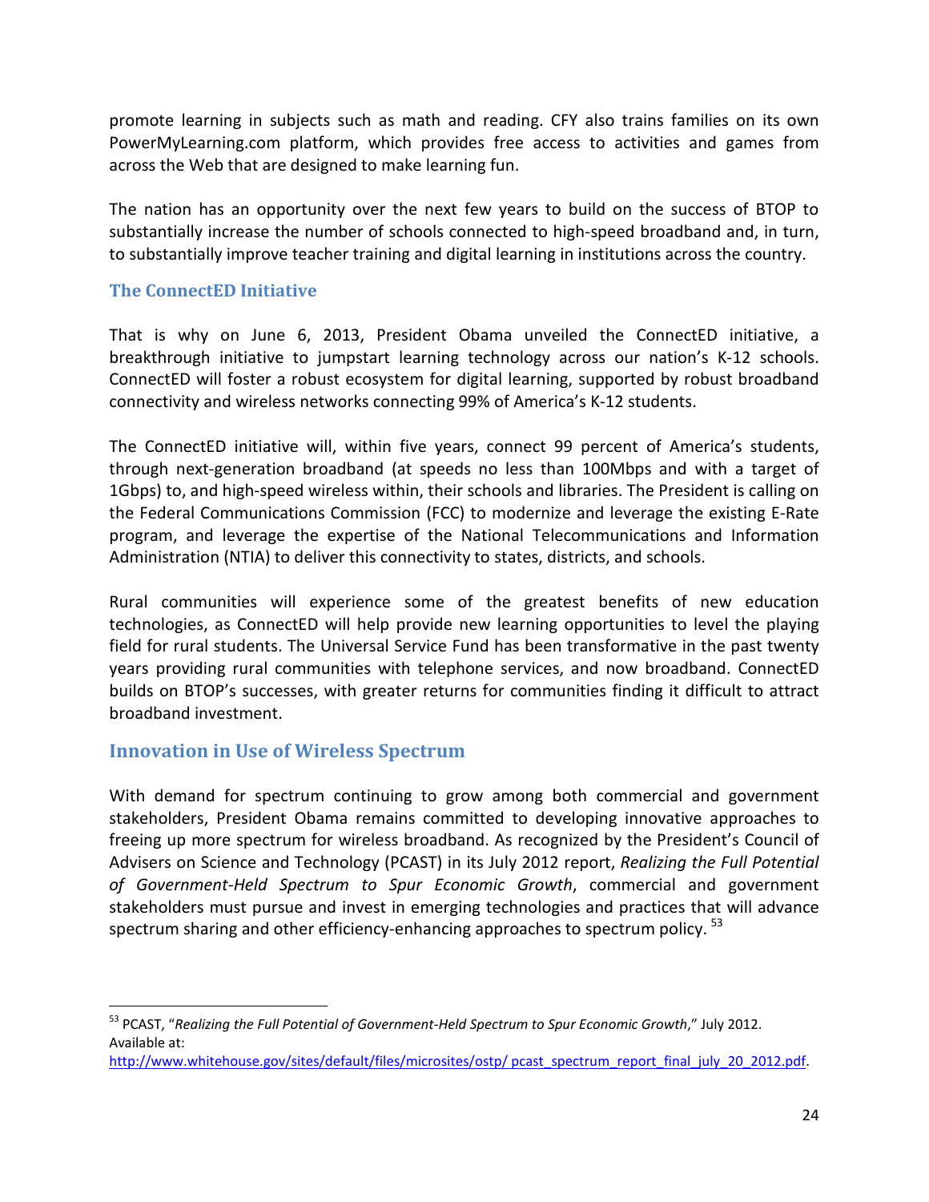promote learning in subjects such as math and reading. CFY also trains families on its own PowerMyLearning.com platform, which provides free access to activities and games from across the Web that are designed to make learning fun.

The nation has an opportunity over the next few years to build on the success of BTOP to substantially increase the number of schools connected to high-speed broadband and, in turn, to substantially improve teacher training and digital learning in institutions across the country.

### The ConnectED Initiative

That is why on June 6, 2013, President Obama unveiled the ConnectED initiative, a breakthrough initiative to jumpstart learning technology across our nation's K-12 schools. ConnectED will foster a robust ecosystem for digital learning, supported by robust broadband connectivity and wireless networks connecting 99% of America's K-12 students.

The ConnectED initiative will, within five years, connect 99 percent of America's students, through next-generation broadband (at speeds no less than 100Mbps and with a target of 1Gbps) to, and high-speed wireless within, their schools and libraries. The President is calling on the Federal Communications Commission (FCC) to modernize and leverage the existing E-Rate program, and leverage the expertise of the National Telecommunications and Information Administration (NTIA) to deliver this connectivity to states, districts, and schools.

Rural communities will experience some of the greatest benefits of new education technologies, as ConnectED will help provide new learning opportunities to level the playing field for rural students. The Universal Service Fund has been transformative in the past twenty years providing rural communities with telephone services, and now broadband. ConnectED builds on BTOP's successes, with greater returns for communities finding it difficult to attract broadband investment.

## Innovation in Use of Wireless Spectrum

With demand for spectrum continuing to grow among both commercial and government stakeholders, President Obama remains committed to developing innovative approaches to freeing up more spectrum for wireless broadband. As recognized by the President's Council of Advisers on Science and Technology (PCAST) in its July 2012 report, *Realizing the Full Potential of Government-Held Spectrum to Spur Economic Growth*, commercial and government stakeholders must pursue and invest in emerging technologies and practices that will advance spectrum sharing and other efficiency-enhancing approaches to spectrum policy. [53]

---

[53] PCAST, "*Realizing the Full Potential of Government-Held Spectrum to Spur Economic Growth*," July 2012. Available at: http://www.whitehouse.gov/sites/default/files/microsites/ostp/ pcast_spectrum_report_final_july_20_2012.pdf.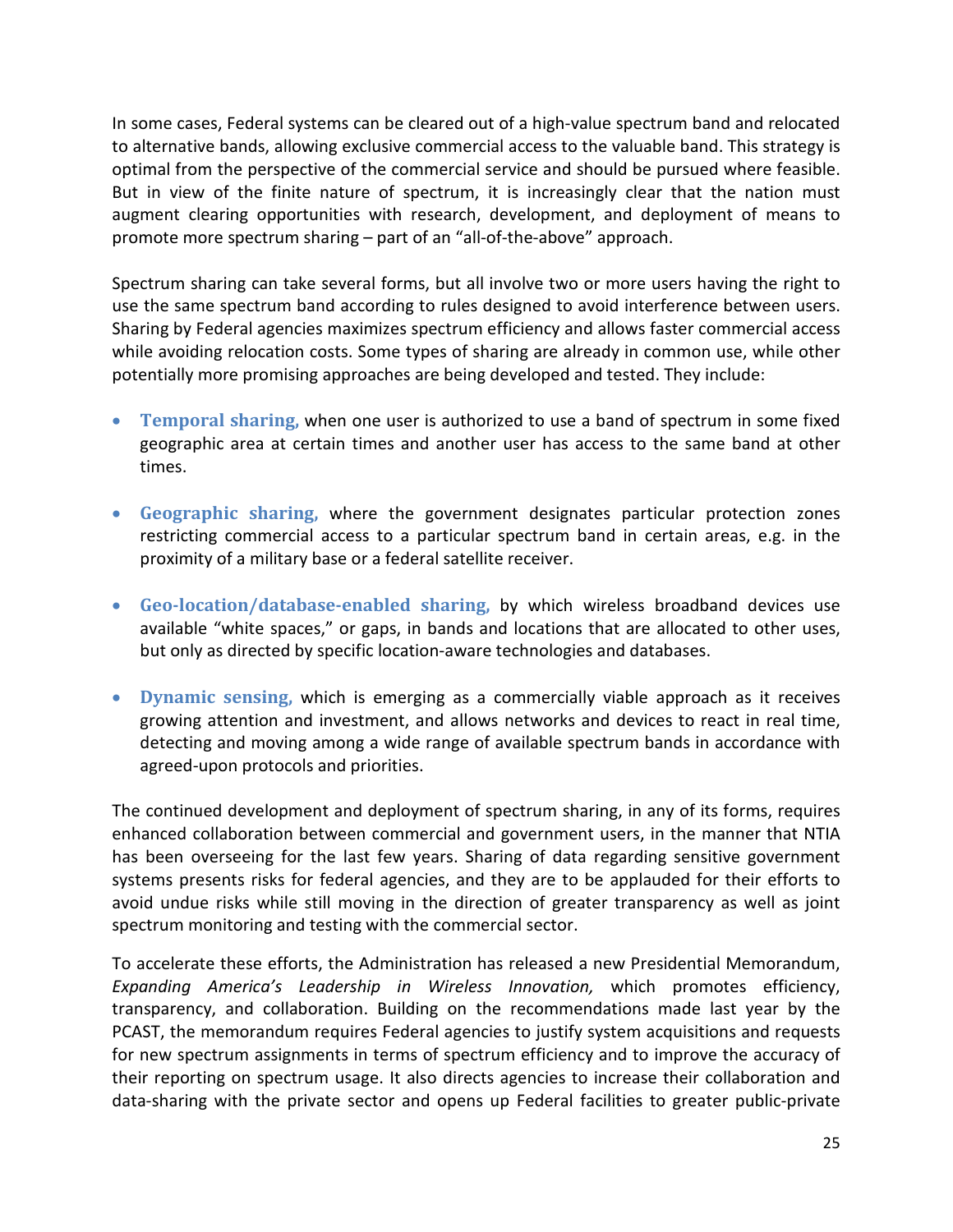In some cases, Federal systems can be cleared out of a high-value spectrum band and relocated to alternative bands, allowing exclusive commercial access to the valuable band. This strategy is optimal from the perspective of the commercial service and should be pursued where feasible. But in view of the finite nature of spectrum, it is increasingly clear that the nation must augment clearing opportunities with research, development, and deployment of means to promote more spectrum sharing – part of an "all-of-the-above" approach.

Spectrum sharing can take several forms, but all involve two or more users having the right to use the same spectrum band according to rules designed to avoid interference between users. Sharing by Federal agencies maximizes spectrum efficiency and allows faster commercial access while avoiding relocation costs. Some types of sharing are already in common use, while other potentially more promising approaches are being developed and tested. They include:

- **Temporal sharing,** when one user is authorized to use a band of spectrum in some fixed geographic area at certain times and another user has access to the same band at other times.
- **Geographic sharing,** where the government designates particular protection zones restricting commercial access to a particular spectrum band in certain areas, e.g. in the proximity of a military base or a federal satellite receiver.
- **Geo-location/database-enabled sharing,** by which wireless broadband devices use available "white spaces," or gaps, in bands and locations that are allocated to other uses, but only as directed by specific location-aware technologies and databases.
- **Dynamic sensing,** which is emerging as a commercially viable approach as it receives growing attention and investment, and allows networks and devices to react in real time, detecting and moving among a wide range of available spectrum bands in accordance with agreed-upon protocols and priorities.

The continued development and deployment of spectrum sharing, in any of its forms, requires enhanced collaboration between commercial and government users, in the manner that NTIA has been overseeing for the last few years. Sharing of data regarding sensitive government systems presents risks for federal agencies, and they are to be applauded for their efforts to avoid undue risks while still moving in the direction of greater transparency as well as joint spectrum monitoring and testing with the commercial sector.

To accelerate these efforts, the Administration has released a new Presidential Memorandum, *Expanding America's Leadership in Wireless Innovation,* which promotes efficiency, transparency, and collaboration. Building on the recommendations made last year by the PCAST, the memorandum requires Federal agencies to justify system acquisitions and requests for new spectrum assignments in terms of spectrum efficiency and to improve the accuracy of their reporting on spectrum usage. It also directs agencies to increase their collaboration and data-sharing with the private sector and opens up Federal facilities to greater public-private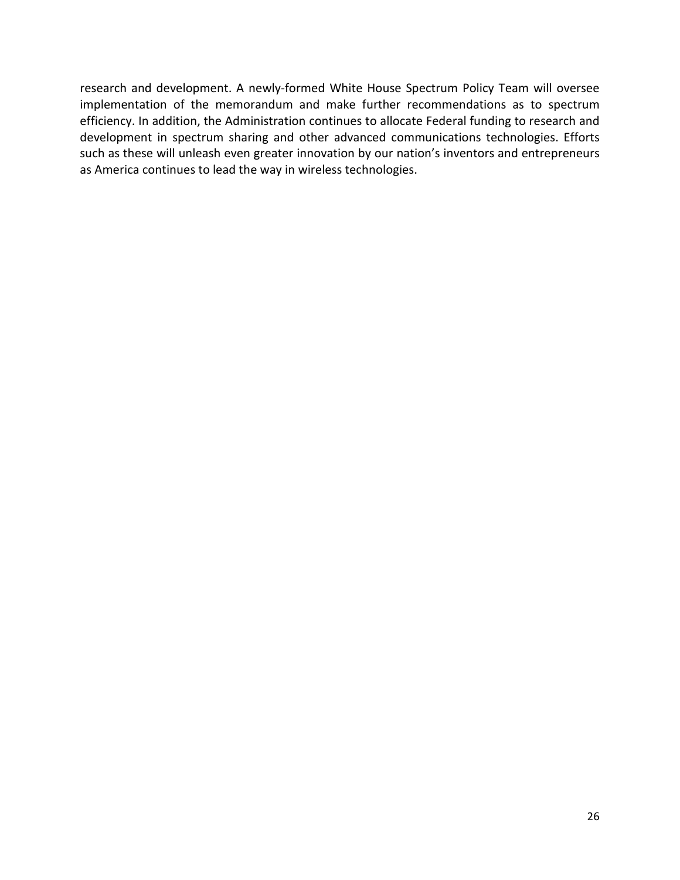research and development. A newly-formed White House Spectrum Policy Team will oversee implementation of the memorandum and make further recommendations as to spectrum efficiency. In addition, the Administration continues to allocate Federal funding to research and development in spectrum sharing and other advanced communications technologies. Efforts such as these will unleash even greater innovation by our nation's inventors and entrepreneurs as America continues to lead the way in wireless technologies.